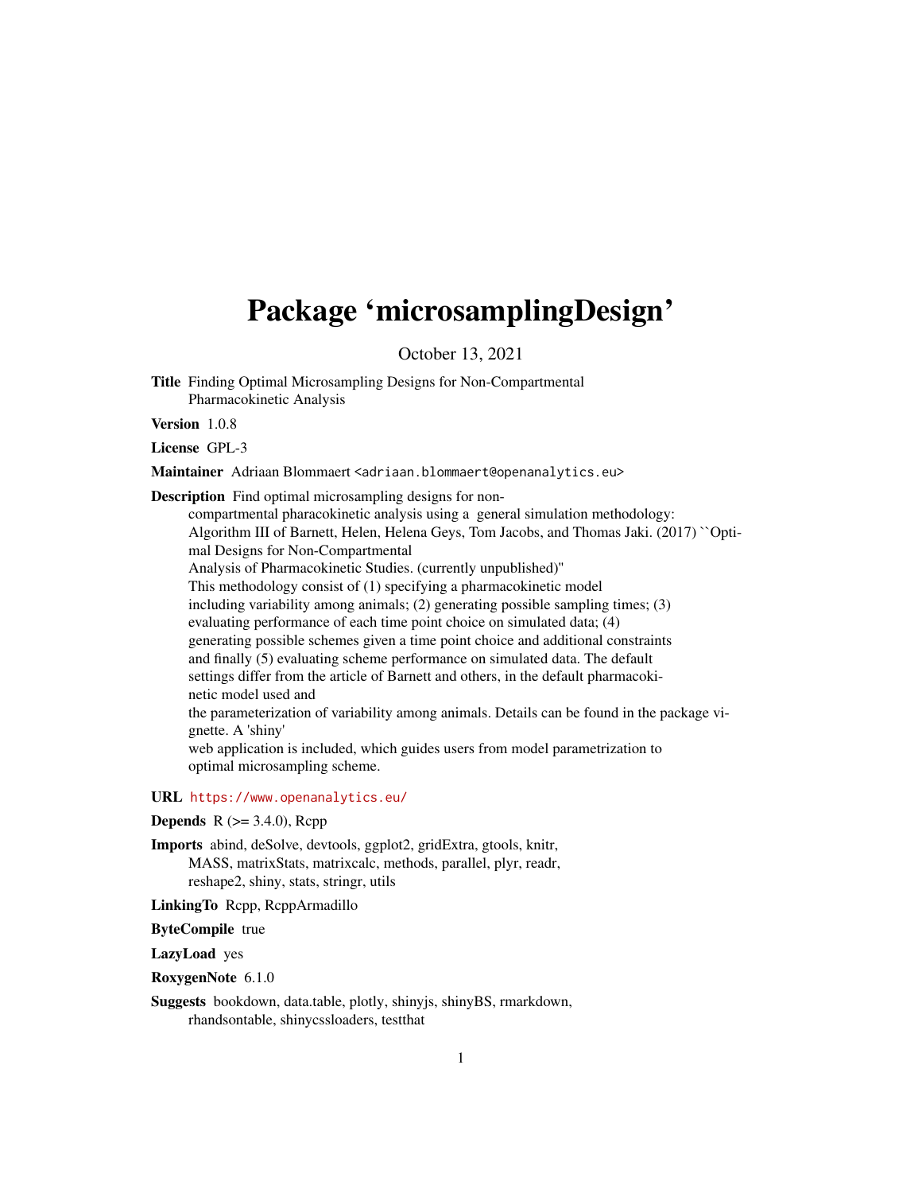# Package 'microsamplingDesign'

October 13, 2021

**Title** Finding Optimal Microsampling Designs for Non-Compartmental Pharmacokinetic Analysis

**Version** 1.0.8

**License** GPL-3

**Maintainer** Adriaan Blommaert <adriaan.blommaert@openanalytics.eu>

**Description** Find optimal microsampling designs for non-compartmental pharacokinetic analysis using a general simulation methodology: Algorithm III of Barnett, Helen, Helena Geys, Tom Jacobs, and Thomas Jaki. (2017) ``Optimal Designs for Non-Compartmental Analysis of Pharmacokinetic Studies. (currently unpublished)'' This methodology consist of (1) specifying a pharmacokinetic model including variability among animals; (2) generating possible sampling times; (3) evaluating performance of each time point choice on simulated data; (4) generating possible schemes given a time point choice and additional constraints and finally (5) evaluating scheme performance on simulated data. The default settings differ from the article of Barnett and others, in the default pharmacokinetic model used and the parameterization of variability among animals. Details can be found in the package vignette. A 'shiny' web application is included, which guides users from model parametrization to optimal microsampling scheme.

**URL** https://www.openanalytics.eu/

**Depends** R (>= 3.4.0), Rcpp

**Imports** abind, deSolve, devtools, ggplot2, gridExtra, gtools, knitr, MASS, matrixStats, matrixcalc, methods, parallel, plyr, readr, reshape2, shiny, stats, stringr, utils

**LinkingTo** Rcpp, RcppArmadillo

**ByteCompile** true

**LazyLoad** yes

**RoxygenNote** 6.1.0

**Suggests** bookdown, data.table, plotly, shinyjs, shinyBS, rmarkdown, rhandsontable, shinycssloaders, testthat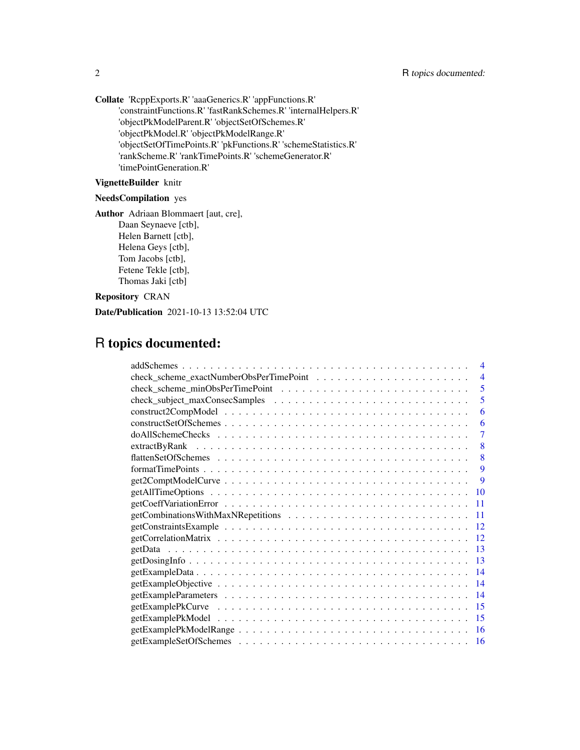**Collate** 'RcppExports.R' 'aaaGenerics.R' 'appFunctions.R' 'constraintFunctions.R' 'fastRankSchemes.R' 'internalHelpers.R' 'objectPkModelParent.R' 'objectSetOfSchemes.R' 'objectPkModel.R' 'objectPkModelRange.R' 'objectSetOfTimePoints.R' 'pkFunctions.R' 'schemeStatistics.R' 'rankScheme.R' 'rankTimePoints.R' 'schemeGenerator.R' 'timePointGeneration.R'

**VignetteBuilder** knitr

**NeedsCompilation** yes

**Author** Adriaan Blommaert [aut, cre],
Daan Seynaeve [ctb],
Helen Barnett [ctb],
Helena Geys [ctb],
Tom Jacobs [ctb],
Fetene Tekle [ctb],
Thomas Jaki [ctb]

**Repository** CRAN

**Date/Publication** 2021-10-13 13:52:04 UTC

# R topics documented:

addSchemes . . . . . . . . . . . . . . . . . . . . . . . . . . . . . . . . . . . . . . . . . 4
check_scheme_exactNumberObsPerTimePoint . . . . . . . . . . . . . . . . . . . . . . . 4
check_scheme_minObsPerTimePoint . . . . . . . . . . . . . . . . . . . . . . . . . . . 5
check_subject_maxConsecSamples . . . . . . . . . . . . . . . . . . . . . . . . . . . . 5
construct2CompModel . . . . . . . . . . . . . . . . . . . . . . . . . . . . . . . . . . . 6
constructSetOfSchemes . . . . . . . . . . . . . . . . . . . . . . . . . . . . . . . . . . . 6
doAllSchemeChecks . . . . . . . . . . . . . . . . . . . . . . . . . . . . . . . . . . . . 7
extractByRank . . . . . . . . . . . . . . . . . . . . . . . . . . . . . . . . . . . . . . . 8
flattenSetOfSchemes . . . . . . . . . . . . . . . . . . . . . . . . . . . . . . . . . . . . 8
formatTimePoints . . . . . . . . . . . . . . . . . . . . . . . . . . . . . . . . . . . . . . 9
get2ComptModelCurve . . . . . . . . . . . . . . . . . . . . . . . . . . . . . . . . . . . 9
getAllTimeOptions . . . . . . . . . . . . . . . . . . . . . . . . . . . . . . . . . . . . . 10
getCoeffVariationError . . . . . . . . . . . . . . . . . . . . . . . . . . . . . . . . . . . 11
getCombinationsWithMaxNRepetitions . . . . . . . . . . . . . . . . . . . . . . . . . . 11
getConstraintsExample . . . . . . . . . . . . . . . . . . . . . . . . . . . . . . . . . . . 12
getCorrelationMatrix . . . . . . . . . . . . . . . . . . . . . . . . . . . . . . . . . . . . 12
getData . . . . . . . . . . . . . . . . . . . . . . . . . . . . . . . . . . . . . . . . . . . 13
getDosingInfo . . . . . . . . . . . . . . . . . . . . . . . . . . . . . . . . . . . . . . . . 13
getExampleData . . . . . . . . . . . . . . . . . . . . . . . . . . . . . . . . . . . . . . . 14
getExampleObjective . . . . . . . . . . . . . . . . . . . . . . . . . . . . . . . . . . . . 14
getExampleParameters . . . . . . . . . . . . . . . . . . . . . . . . . . . . . . . . . . . 14
getExamplePkCurve . . . . . . . . . . . . . . . . . . . . . . . . . . . . . . . . . . . . . 15
getExamplePkModel . . . . . . . . . . . . . . . . . . . . . . . . . . . . . . . . . . . . . 15
getExamplePkModelRange . . . . . . . . . . . . . . . . . . . . . . . . . . . . . . . . . 16
getExampleSetOfSchemes . . . . . . . . . . . . . . . . . . . . . . . . . . . . . . . . . 16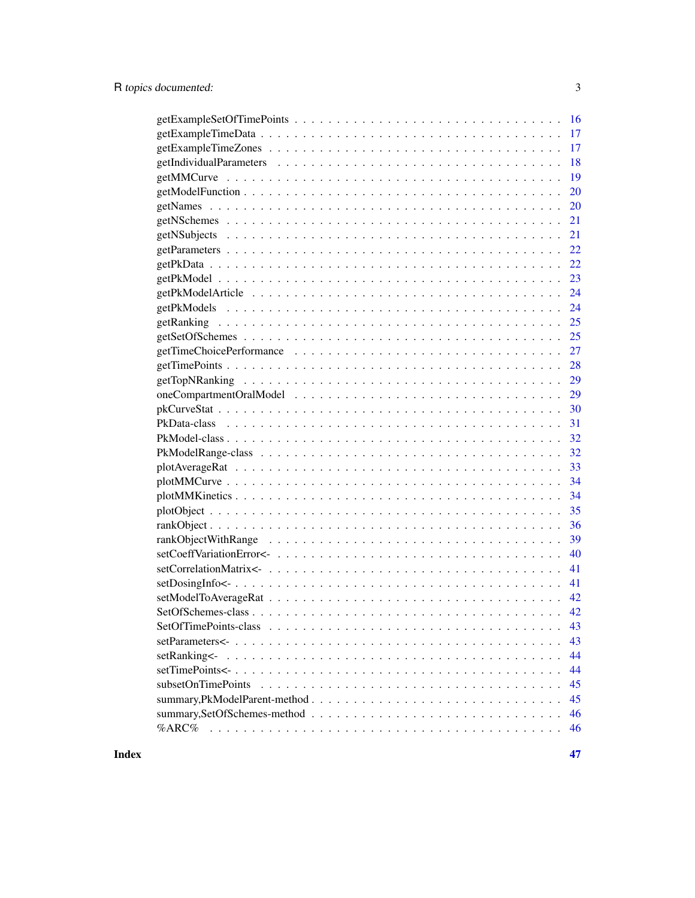getExampleSetOfTimePoints . . . . . . . . . . . . . . . . . . . . . . . . . . . . . . 16
getExampleTimeData . . . . . . . . . . . . . . . . . . . . . . . . . . . . . . . . . 17
getExampleTimeZones . . . . . . . . . . . . . . . . . . . . . . . . . . . . . . . . 17
getIndividualParameters . . . . . . . . . . . . . . . . . . . . . . . . . . . . . . . 18
getMMCurve . . . . . . . . . . . . . . . . . . . . . . . . . . . . . . . . . . . . . 19
getModelFunction . . . . . . . . . . . . . . . . . . . . . . . . . . . . . . . . . . 20
getNames . . . . . . . . . . . . . . . . . . . . . . . . . . . . . . . . . . . . . . . 20
getNSchemes . . . . . . . . . . . . . . . . . . . . . . . . . . . . . . . . . . . . . 21
getNSubjects . . . . . . . . . . . . . . . . . . . . . . . . . . . . . . . . . . . . . 21
getParameters . . . . . . . . . . . . . . . . . . . . . . . . . . . . . . . . . . . . 22
getPkData . . . . . . . . . . . . . . . . . . . . . . . . . . . . . . . . . . . . . . 22
getPkModel . . . . . . . . . . . . . . . . . . . . . . . . . . . . . . . . . . . . . 23
getPkModelArticle . . . . . . . . . . . . . . . . . . . . . . . . . . . . . . . . . 24
getPkModels . . . . . . . . . . . . . . . . . . . . . . . . . . . . . . . . . . . . . 24
getRanking . . . . . . . . . . . . . . . . . . . . . . . . . . . . . . . . . . . . . . 25
getSetOfSchemes . . . . . . . . . . . . . . . . . . . . . . . . . . . . . . . . . . 25
getTimeChoicePerformance . . . . . . . . . . . . . . . . . . . . . . . . . . . . 27
getTimePoints . . . . . . . . . . . . . . . . . . . . . . . . . . . . . . . . . . . . 28
getTopNRanking . . . . . . . . . . . . . . . . . . . . . . . . . . . . . . . . . . . 29
oneCompartmentOralModel . . . . . . . . . . . . . . . . . . . . . . . . . . . . 29
pkCurveStat . . . . . . . . . . . . . . . . . . . . . . . . . . . . . . . . . . . . . 30
PkData-class . . . . . . . . . . . . . . . . . . . . . . . . . . . . . . . . . . . . . 31
PkModel-class . . . . . . . . . . . . . . . . . . . . . . . . . . . . . . . . . . . . 32
PkModelRange-class . . . . . . . . . . . . . . . . . . . . . . . . . . . . . . . . 32
plotAverageRat . . . . . . . . . . . . . . . . . . . . . . . . . . . . . . . . . . . 33
plotMMCurve . . . . . . . . . . . . . . . . . . . . . . . . . . . . . . . . . . . . 34
plotMMKinetics . . . . . . . . . . . . . . . . . . . . . . . . . . . . . . . . . . . 34
plotObject . . . . . . . . . . . . . . . . . . . . . . . . . . . . . . . . . . . . . . 35
rankObject . . . . . . . . . . . . . . . . . . . . . . . . . . . . . . . . . . . . . . 36
rankObjectWithRange . . . . . . . . . . . . . . . . . . . . . . . . . . . . . . . 39
setCoeffVariationError<- . . . . . . . . . . . . . . . . . . . . . . . . . . . . . 40
setCorrelationMatrix<- . . . . . . . . . . . . . . . . . . . . . . . . . . . . . . 41
setDosingInfo<- . . . . . . . . . . . . . . . . . . . . . . . . . . . . . . . . . . . 41
setModelToAverageRat . . . . . . . . . . . . . . . . . . . . . . . . . . . . . . . 42
SetOfSchemes-class . . . . . . . . . . . . . . . . . . . . . . . . . . . . . . . . . 42
SetOfTimePoints-class . . . . . . . . . . . . . . . . . . . . . . . . . . . . . . . 43
setParameters<- . . . . . . . . . . . . . . . . . . . . . . . . . . . . . . . . . . . 43
setRanking<- . . . . . . . . . . . . . . . . . . . . . . . . . . . . . . . . . . . . . 44
setTimePoints<- . . . . . . . . . . . . . . . . . . . . . . . . . . . . . . . . . . . 44
subsetOnTimePoints . . . . . . . . . . . . . . . . . . . . . . . . . . . . . . . . 45
summary,PkModelParent-method . . . . . . . . . . . . . . . . . . . . . . . . . 45
summary,SetOfSchemes-method . . . . . . . . . . . . . . . . . . . . . . . . . 46
%ARC% . . . . . . . . . . . . . . . . . . . . . . . . . . . . . . . . . . . . . . . 46

**Index** **47**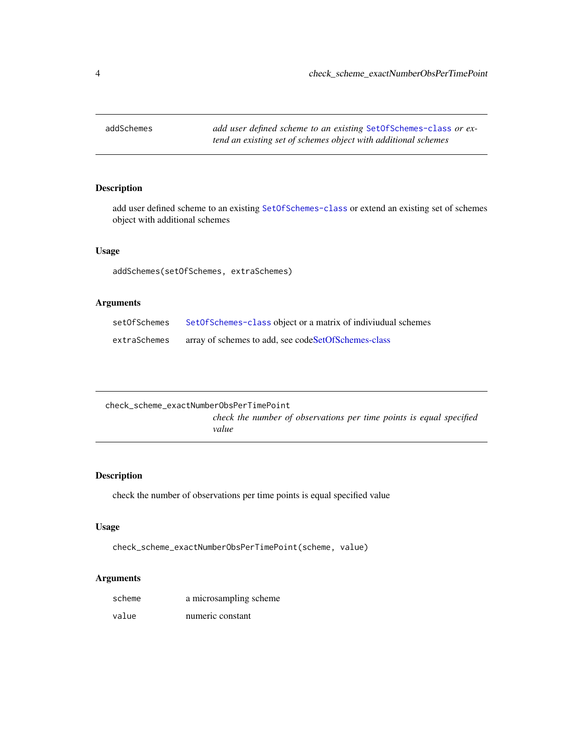## addSchemes

*add user defined scheme to an existing SetOfSchemes-class or extend an existing set of schemes object with additional schemes*

### Description

add user defined scheme to an existing SetOfSchemes-class or extend an existing set of schemes object with additional schemes

### Usage

```
addSchemes(setOfSchemes, extraSchemes)
```

### Arguments

| | |
|---|---|
| setOfSchemes | SetOfSchemes-class object or a matrix of indiviudual schemes |
| extraSchemes | array of schemes to add, see codeSetOfSchemes-class |

## check_scheme_exactNumberObsPerTimePoint

*check the number of observations per time points is equal specified value*

### Description

check the number of observations per time points is equal specified value

### Usage

```
check_scheme_exactNumberObsPerTimePoint(scheme, value)
```

### Arguments

| | |
|---|---|
| scheme | a microsampling scheme |
| value | numeric constant |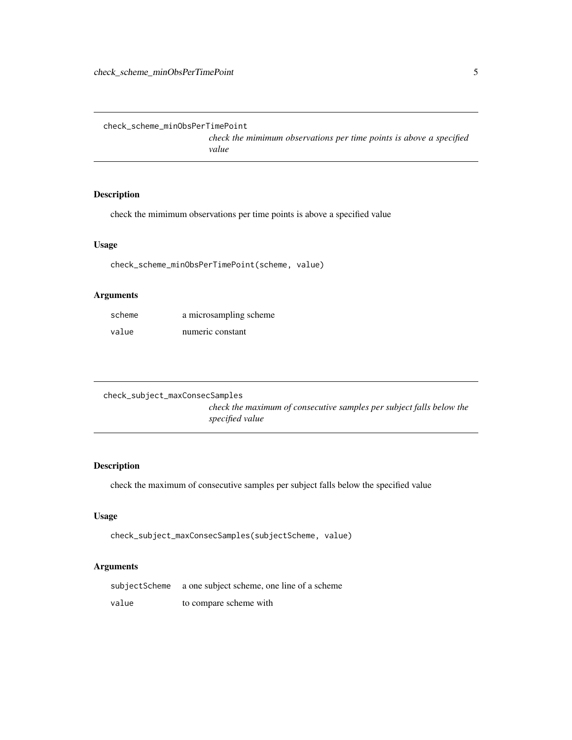## check_scheme_minObsPerTimePoint

*check the mimimum observations per time points is above a specified value*

### Description

check the mimimum observations per time points is above a specified value

### Usage

```
check_scheme_minObsPerTimePoint(scheme, value)
```

### Arguments

| | |
|---|---|
| scheme | a microsampling scheme |
| value | numeric constant |

## check_subject_maxConsecSamples

*check the maximum of consecutive samples per subject falls below the specified value*

### Description

check the maximum of consecutive samples per subject falls below the specified value

### Usage

```
check_subject_maxConsecSamples(subjectScheme, value)
```

### Arguments

| | |
|---|---|
| subjectScheme | a one subject scheme, one line of a scheme |
| value | to compare scheme with |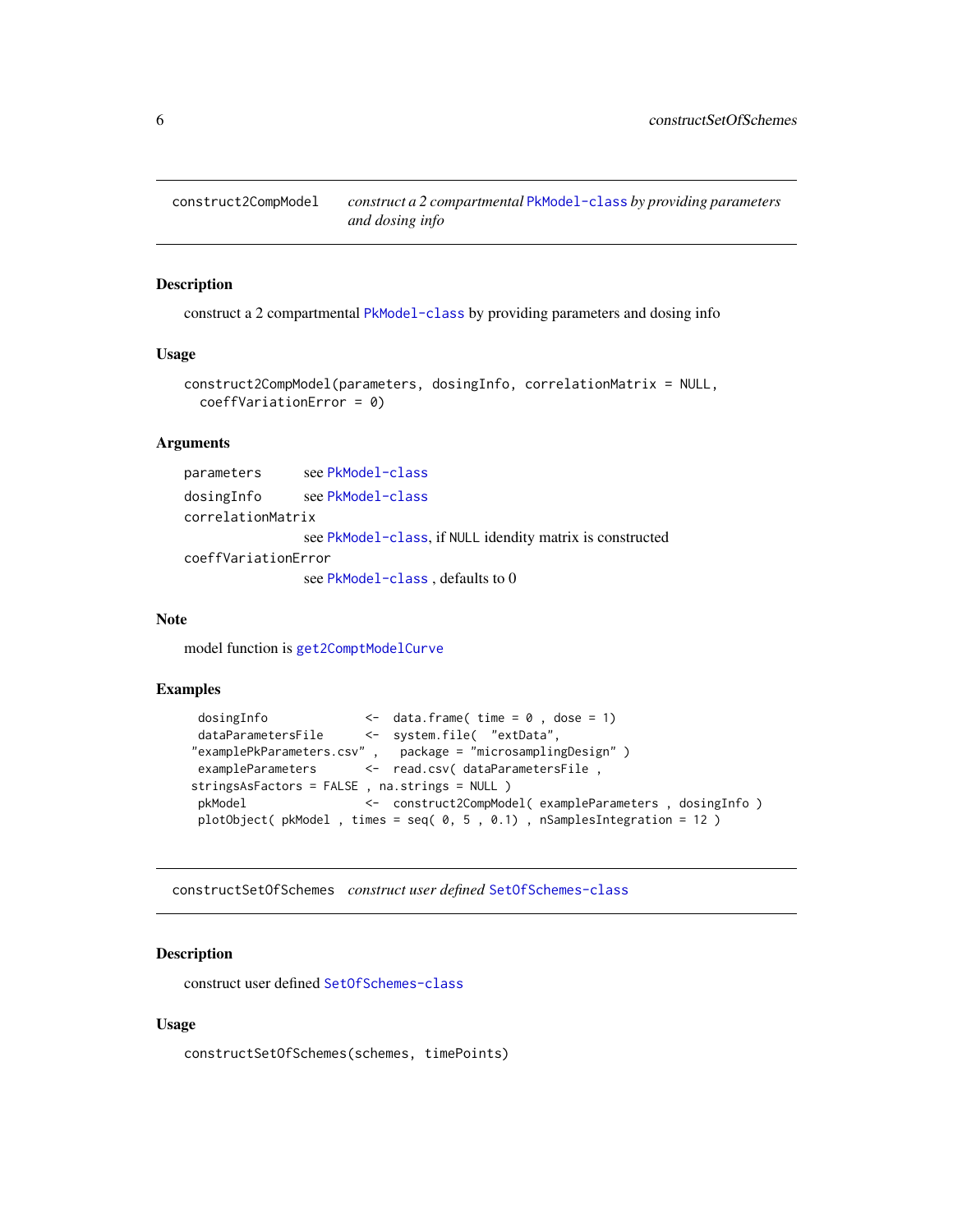## construct2CompModel — *construct a 2 compartmental PkModel-class by providing parameters and dosing info*

### Description

construct a 2 compartmental PkModel-class by providing parameters and dosing info

### Usage

```
construct2CompModel(parameters, dosingInfo, correlationMatrix = NULL,
  coeffVariationError = 0)
```

### Arguments

- `parameters` — see PkModel-class
- `dosingInfo` — see PkModel-class
- `correlationMatrix` — see PkModel-class, if NULL idendity matrix is constructed
- `coeffVariationError` — see PkModel-class , defaults to 0

### Note

model function is get2ComptModelCurve

### Examples

```
 dosingInfo             <-  data.frame( time = 0 , dose = 1)
 dataParametersFile      <-  system.file(  "extData",
"examplePkParameters.csv" ,   package = "microsamplingDesign" )
 exampleParameters       <-  read.csv( dataParametersFile ,
stringsAsFactors = FALSE , na.strings = NULL )
 pkModel                <-  construct2CompModel( exampleParameters , dosingInfo )
 plotObject( pkModel , times = seq( 0, 5 , 0.1) , nSamplesIntegration = 12 )
```

## constructSetOfSchemes — *construct user defined SetOfSchemes-class*

### Description

construct user defined SetOfSchemes-class

### Usage

```
constructSetOfSchemes(schemes, timePoints)
```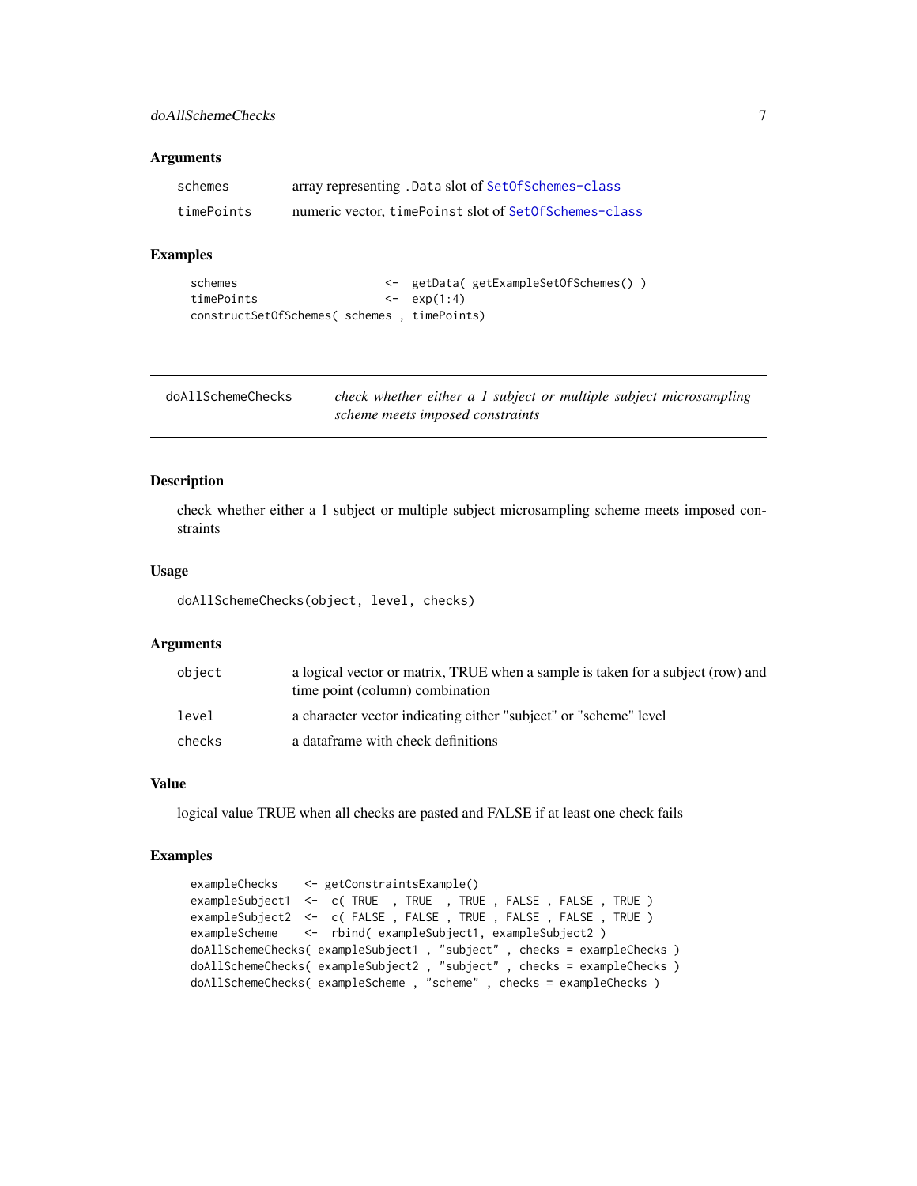### Arguments

| | |
|---|---|
| schemes | array representing .Data slot of SetOfSchemes-class |
| timePoints | numeric vector, timePoinst slot of SetOfSchemes-class |

### Examples

```
schemes                  <- getData( getExampleSetOfSchemes() )
timePoints               <- exp(1:4)
constructSetOfSchemes( schemes , timePoints)
```

---

## doAllSchemeChecks — *check whether either a 1 subject or multiple subject microsampling scheme meets imposed constraints*

### Description

check whether either a 1 subject or multiple subject microsampling scheme meets imposed constraints

### Usage

```
doAllSchemeChecks(object, level, checks)
```

### Arguments

| | |
|---|---|
| object | a logical vector or matrix, TRUE when a sample is taken for a subject (row) and time point (column) combination |
| level | a character vector indicating either "subject" or "scheme" level |
| checks | a dataframe with check definitions |

### Value

logical value TRUE when all checks are pasted and FALSE if at least one check fails

### Examples

```
exampleChecks    <- getConstraintsExample()
exampleSubject1  <-  c( TRUE  , TRUE  , TRUE , FALSE , FALSE , TRUE )
exampleSubject2  <-  c( FALSE , FALSE , TRUE , FALSE , FALSE , TRUE )
exampleScheme    <-  rbind( exampleSubject1, exampleSubject2 )
doAllSchemeChecks( exampleSubject1 , "subject" , checks = exampleChecks )
doAllSchemeChecks( exampleSubject2 , "subject" , checks = exampleChecks )
doAllSchemeChecks( exampleScheme , "scheme" , checks = exampleChecks )
```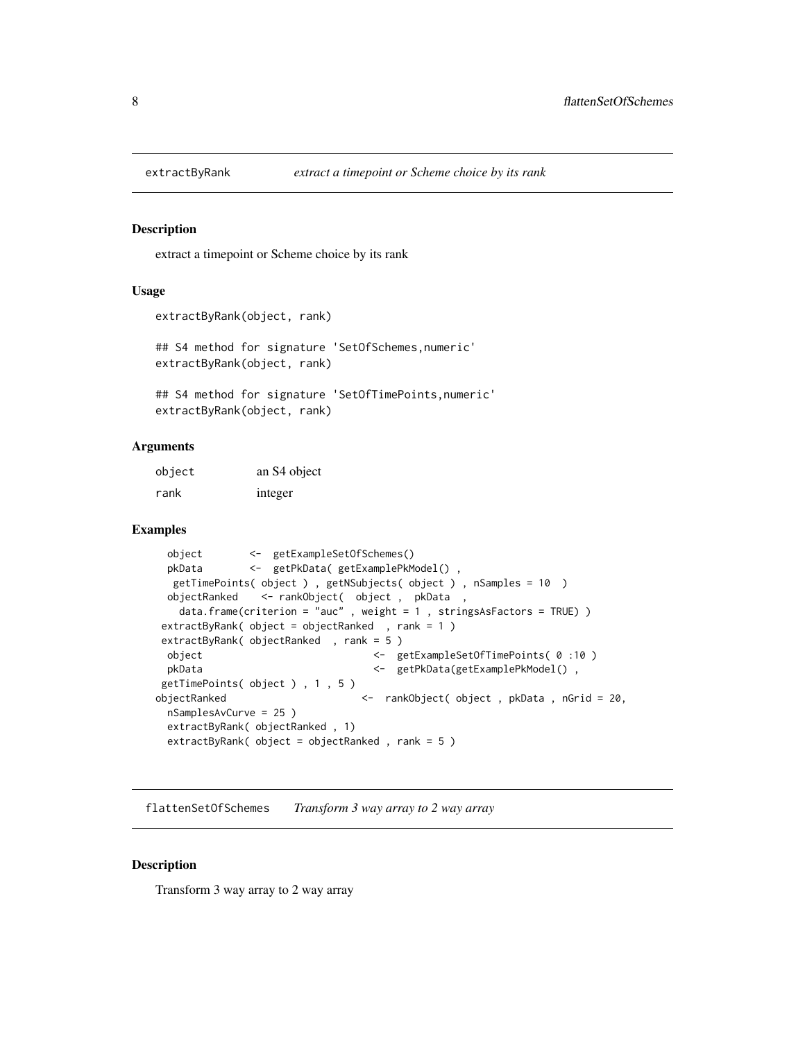## extractByRank *extract a timepoint or Scheme choice by its rank*

### Description

extract a timepoint or Scheme choice by its rank

### Usage

```
extractByRank(object, rank)

## S4 method for signature 'SetOfSchemes,numeric'
extractByRank(object, rank)

## S4 method for signature 'SetOfTimePoints,numeric'
extractByRank(object, rank)
```

### Arguments

| | |
|---|---|
| object | an S4 object |
| rank | integer |

### Examples

```
  object        <-  getExampleSetOfSchemes()
  pkData        <-  getPkData( getExamplePkModel() ,
   getTimePoints( object ) , getNSubjects( object ) , nSamples = 10  )
  objectRanked    <- rankObject(  object ,  pkData  ,
    data.frame(criterion = "auc" , weight = 1 , stringsAsFactors = TRUE) )
 extractByRank( object = objectRanked  , rank = 1 )
 extractByRank( objectRanked  , rank = 5 )
  object                          <-  getExampleSetOfTimePoints( 0 :10 )
  pkData                          <-  getPkData(getExamplePkModel() ,
 getTimePoints( object ) , 1 , 5 )
objectRanked                    <-  rankObject( object , pkData , nGrid = 20,
  nSamplesAvCurve = 25 )
  extractByRank( objectRanked , 1)
  extractByRank( object = objectRanked , rank = 5 )
```

## flattenSetOfSchemes *Transform 3 way array to 2 way array*

### Description

Transform 3 way array to 2 way array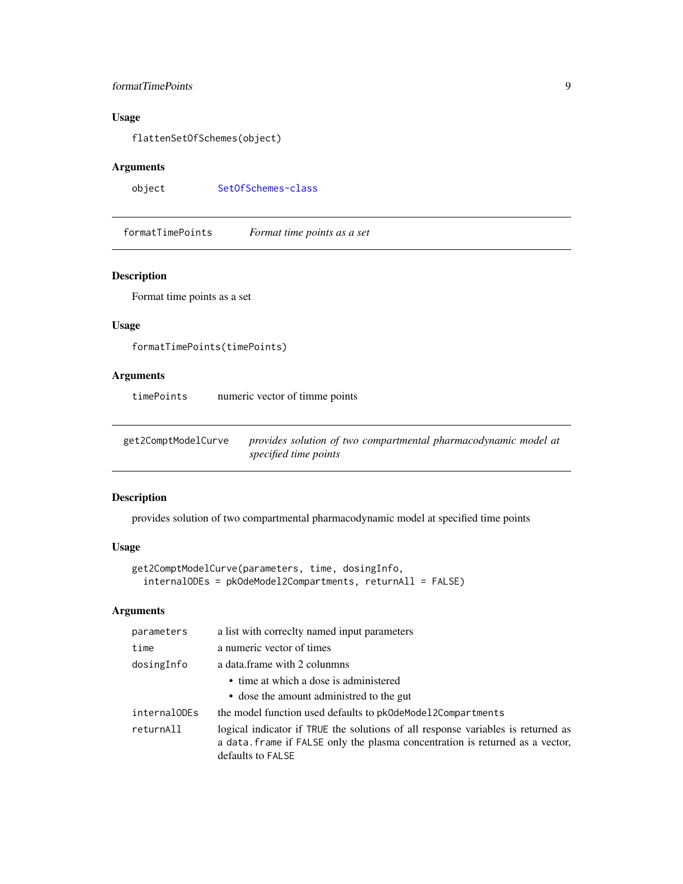### Usage

```
flattenSetOfSchemes(object)
```

### Arguments

| | |
|---|---|
| object | SetOfSchemes-class |

---

## formatTimePoints — *Format time points as a set*

### Description

Format time points as a set

### Usage

```
formatTimePoints(timePoints)
```

### Arguments

| | |
|---|---|
| timePoints | numeric vector of timme points |

---

## get2ComptModelCurve — *provides solution of two compartmental pharmacodynamic model at specified time points*

### Description

provides solution of two compartmental pharmacodynamic model at specified time points

### Usage

```
get2ComptModelCurve(parameters, time, dosingInfo,
  internalODEs = pkOdeModel2Compartments, returnAll = FALSE)
```

### Arguments

| | |
|---|---|
| parameters | a list with correclty named input parameters |
| time | a numeric vector of times |
| dosingInfo | a data.frame with 2 colunmns<br>• time at which a dose is administered<br>• dose the amount administred to the gut |
| internalODEs | the model function used defaults to `pkOdeModel2Compartments` |
| returnAll | logical indicator if `TRUE` the solutions of all response variables is returned as a `data.frame` if `FALSE` only the plasma concentration is returned as a vector, defaults to `FALSE` |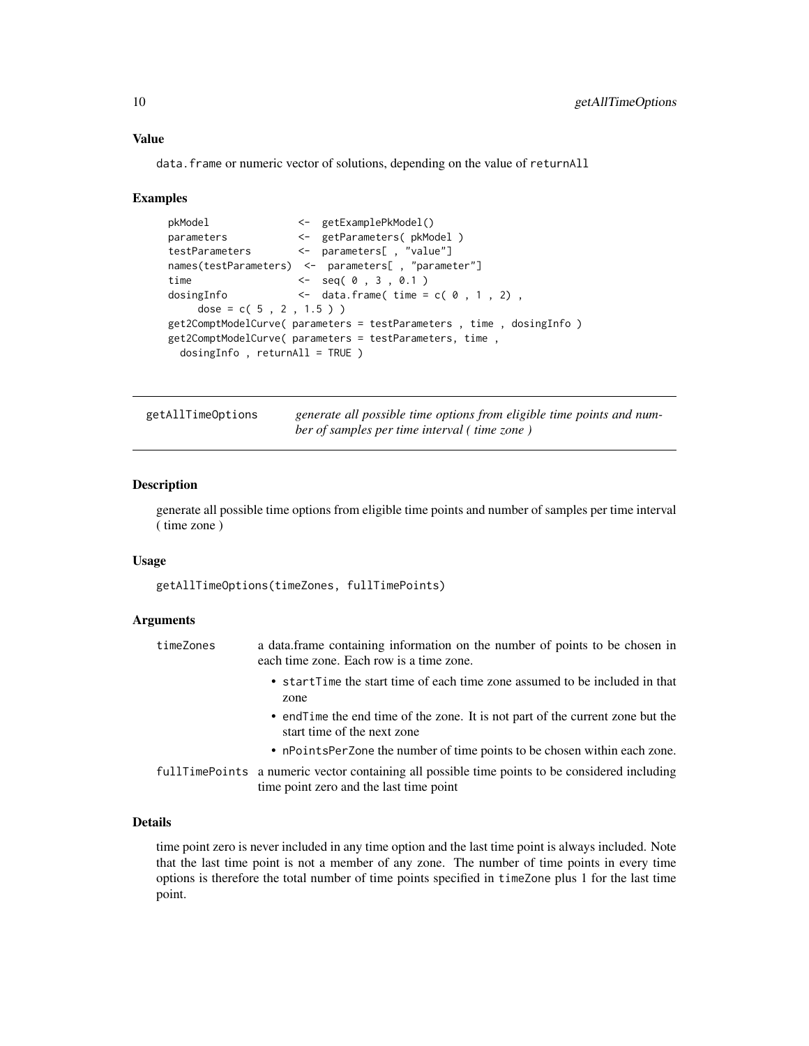### Value

`data.frame` or numeric vector of solutions, depending on the value of `returnAll`

### Examples

```
pkModel              <-  getExamplePkModel()
parameters           <-  getParameters( pkModel )
testParameters       <-  parameters[ , "value"]
names(testParameters)  <-  parameters[ , "parameter"]
time                 <-  seq( 0 , 3 , 0.1 )
dosingInfo           <-  data.frame( time = c( 0 , 1 , 2) ,
     dose = c( 5 , 2 , 1.5 ) )
get2ComptModelCurve( parameters = testParameters , time , dosingInfo )
get2ComptModelCurve( parameters = testParameters, time ,
  dosingInfo , returnAll = TRUE )
```

---

## getAllTimeOptions — *generate all possible time options from eligible time points and number of samples per time interval ( time zone )*

### Description

generate all possible time options from eligible time points and number of samples per time interval ( time zone )

### Usage

```
getAllTimeOptions(timeZones, fullTimePoints)
```

### Arguments

`timeZones` a data.frame containing information on the number of points to be chosen in each time zone. Each row is a time zone.

- `startTime` the start time of each time zone assumed to be included in that zone
- `endTime` the end time of the zone. It is not part of the current zone but the start time of the next zone
- `nPointsPerZone` the number of time points to be chosen within each zone.

`fullTimePoints` a numeric vector containing all possible time points to be considered including time point zero and the last time point

### Details

time point zero is never included in any time option and the last time point is always included. Note that the last time point is not a member of any zone. The number of time points in every time options is therefore the total number of time points specified in `timeZone` plus 1 for the last time point.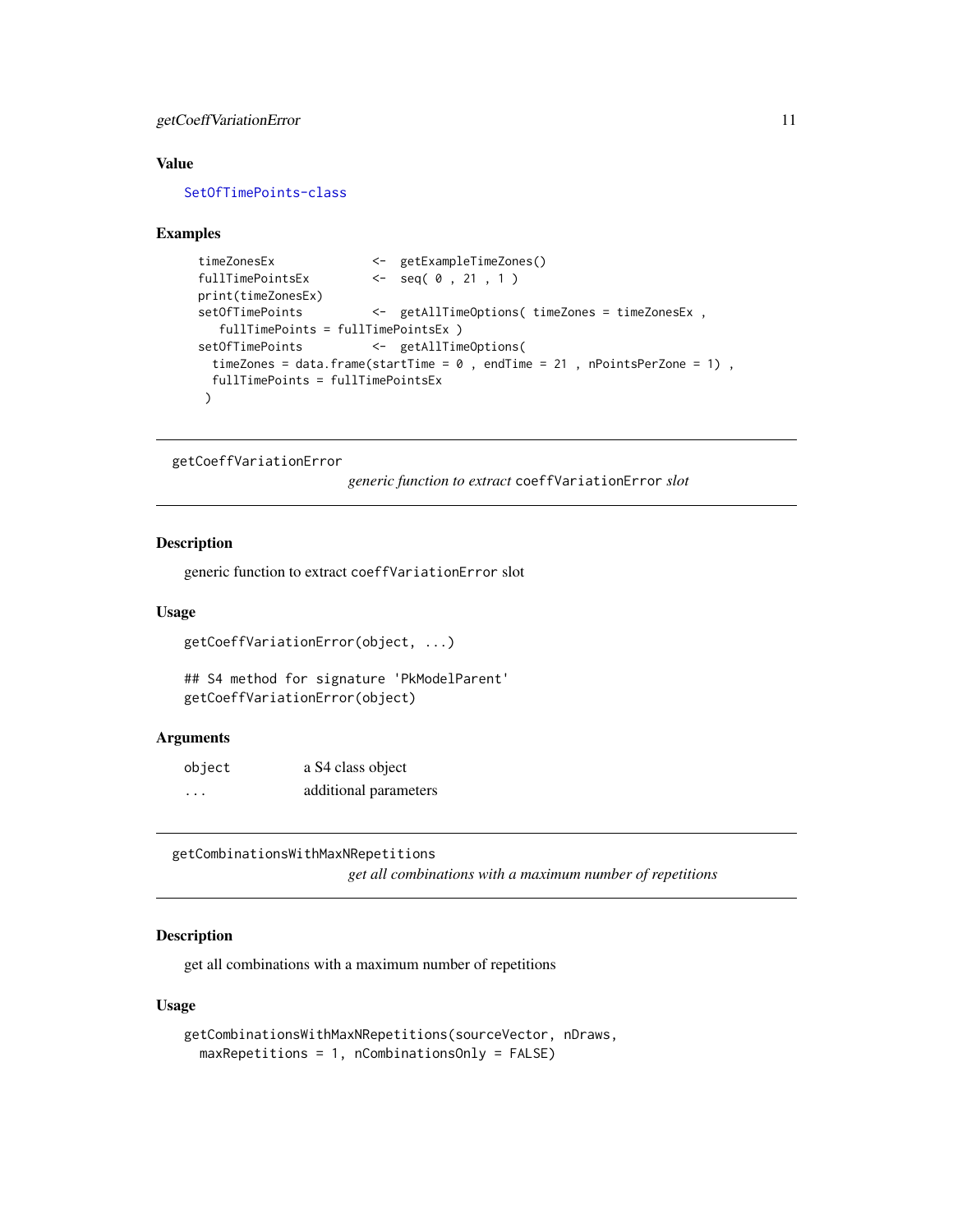### Value

SetOfTimePoints-class

### Examples

```
timeZonesEx             <-  getExampleTimeZones()
fullTimePointsEx        <-  seq( 0 , 21 , 1 )
print(timeZonesEx)
setOfTimePoints         <-  getAllTimeOptions( timeZones = timeZonesEx ,
   fullTimePoints = fullTimePointsEx )
setOfTimePoints         <-  getAllTimeOptions(
  timeZones = data.frame(startTime = 0 , endTime = 21 , nPointsPerZone = 1) ,
  fullTimePoints = fullTimePointsEx
 )
```

---

## getCoeffVariationError

*generic function to extract* `coeffVariationError` *slot*

### Description

generic function to extract `coeffVariationError` slot

### Usage

```
getCoeffVariationError(object, ...)

## S4 method for signature 'PkModelParent'
getCoeffVariationError(object)
```

### Arguments

| | |
|---|---|
| `object` | a S4 class object |
| `...` | additional parameters |

---

## getCombinationsWithMaxNRepetitions

*get all combinations with a maximum number of repetitions*

### Description

get all combinations with a maximum number of repetitions

### Usage

```
getCombinationsWithMaxNRepetitions(sourceVector, nDraws,
  maxRepetitions = 1, nCombinationsOnly = FALSE)
```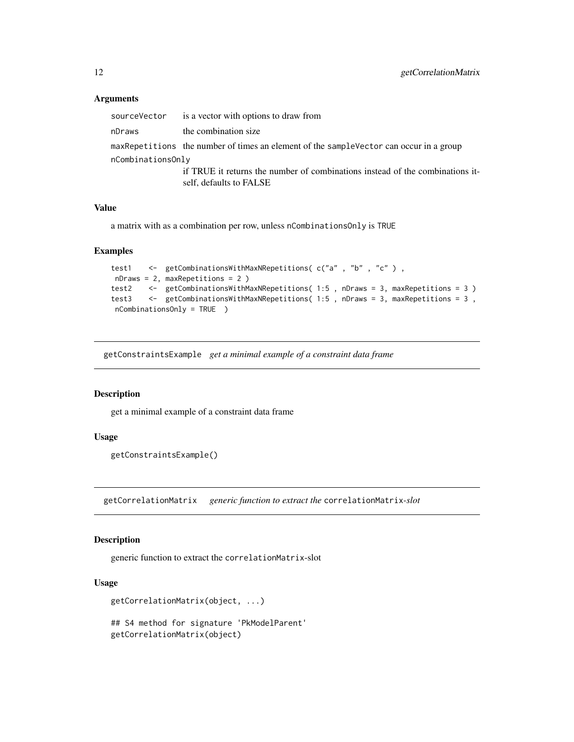### Arguments

| | |
|---|---|
| `sourceVector` | is a vector with options to draw from |
| `nDraws` | the combination size |
| `maxRepetitions` | the number of times an element of the `sampleVector` can occur in a group |
| `nCombinationsOnly` | if TRUE it returns the number of combinations instead of the combinations itself, defaults to FALSE |

### Value

a matrix with as a combination per row, unless `nCombinationsOnly` is `TRUE`

### Examples

```
test1    <-  getCombinationsWithMaxNRepetitions( c("a" , "b" , "c" ) ,
 nDraws = 2, maxRepetitions = 2 )
test2    <-  getCombinationsWithMaxNRepetitions( 1:5 , nDraws = 3, maxRepetitions = 3 )
test3    <-  getCombinationsWithMaxNRepetitions( 1:5 , nDraws = 3, maxRepetitions = 3 ,
 nCombinationsOnly = TRUE  )
```

---

## `getConstraintsExample` *get a minimal example of a constraint data frame*

### Description

get a minimal example of a constraint data frame

### Usage

```
getConstraintsExample()
```

---

## `getCorrelationMatrix` *generic function to extract the* `correlationMatrix`*-slot*

### Description

generic function to extract the `correlationMatrix`-slot

### Usage

```
getCorrelationMatrix(object, ...)

## S4 method for signature 'PkModelParent'
getCorrelationMatrix(object)
```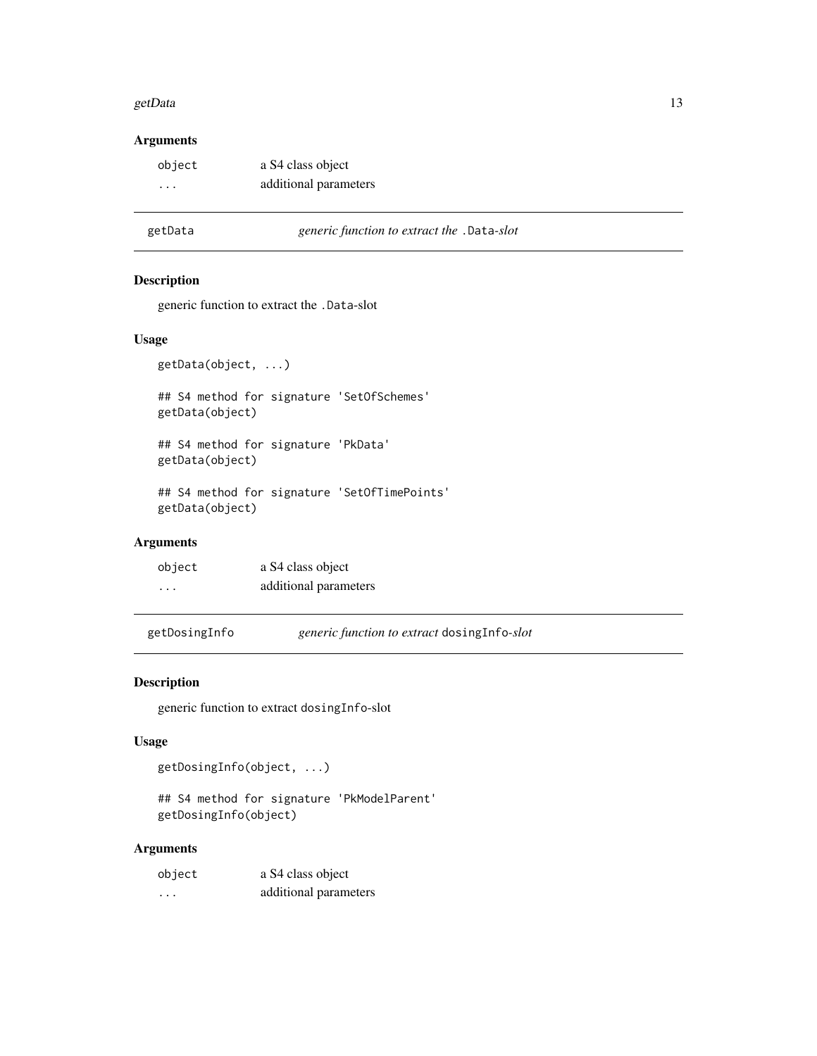## Arguments

| | |
|---|---|
| `object` | a S4 class object |
| `...` | additional parameters |

---

## getData — *generic function to extract the* `.Data`*-slot*

### Description

generic function to extract the `.Data`-slot

### Usage

```
getData(object, ...)

## S4 method for signature 'SetOfSchemes'
getData(object)

## S4 method for signature 'PkData'
getData(object)

## S4 method for signature 'SetOfTimePoints'
getData(object)
```

### Arguments

| | |
|---|---|
| `object` | a S4 class object |
| `...` | additional parameters |

---

## getDosingInfo — *generic function to extract* `dosingInfo`*-slot*

### Description

generic function to extract `dosingInfo`-slot

### Usage

```
getDosingInfo(object, ...)

## S4 method for signature 'PkModelParent'
getDosingInfo(object)
```

### Arguments

| | |
|---|---|
| `object` | a S4 class object |
| `...` | additional parameters |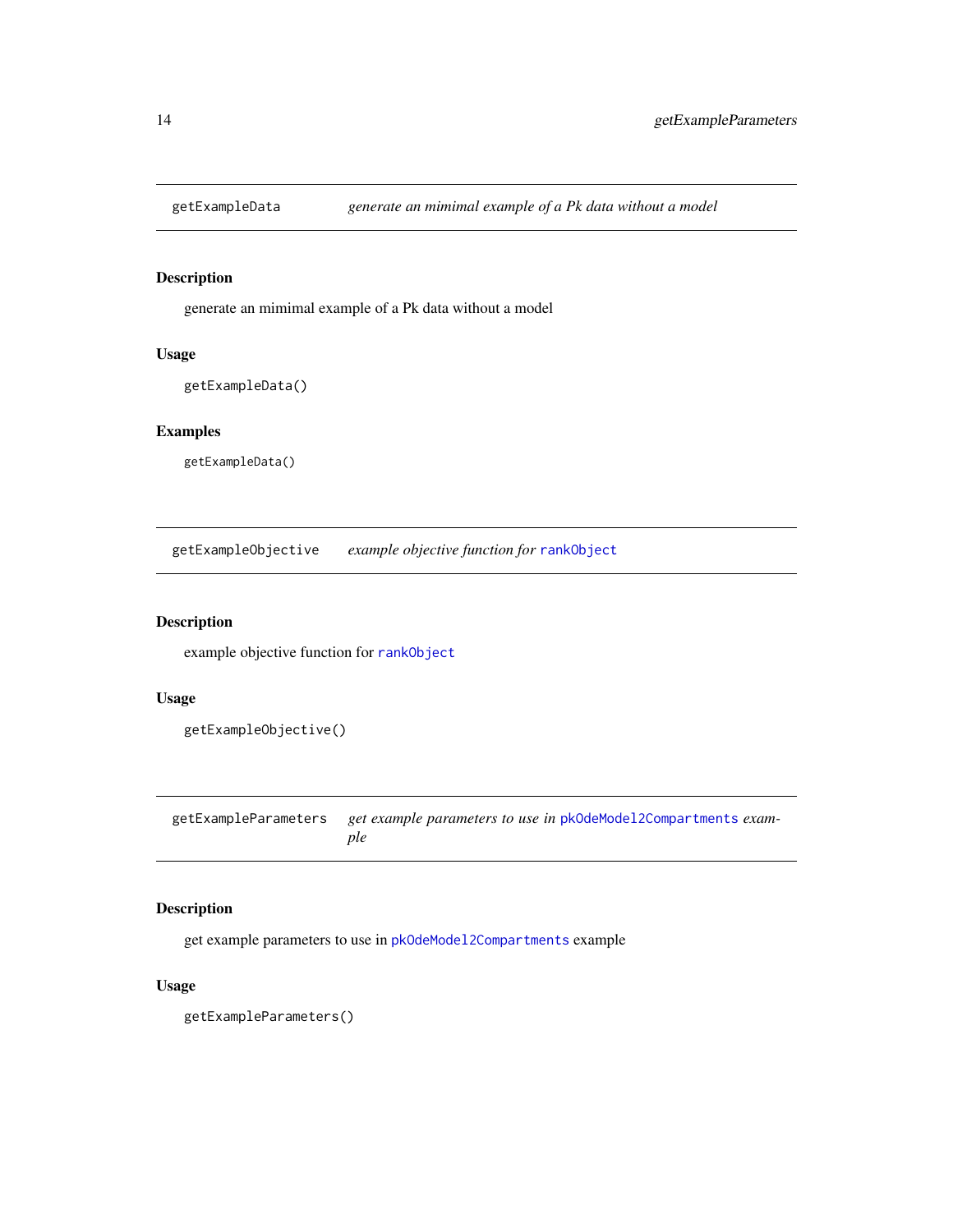## getExampleData *generate an mimimal example of a Pk data without a model*

### Description

generate an mimimal example of a Pk data without a model

### Usage

```
getExampleData()
```

### Examples

```
getExampleData()
```

## getExampleObjective *example objective function for rankObject*

### Description

example objective function for rankObject

### Usage

```
getExampleObjective()
```

## getExampleParameters *get example parameters to use in pkOdeModel2Compartments example*

### Description

get example parameters to use in pkOdeModel2Compartments example

### Usage

```
getExampleParameters()
```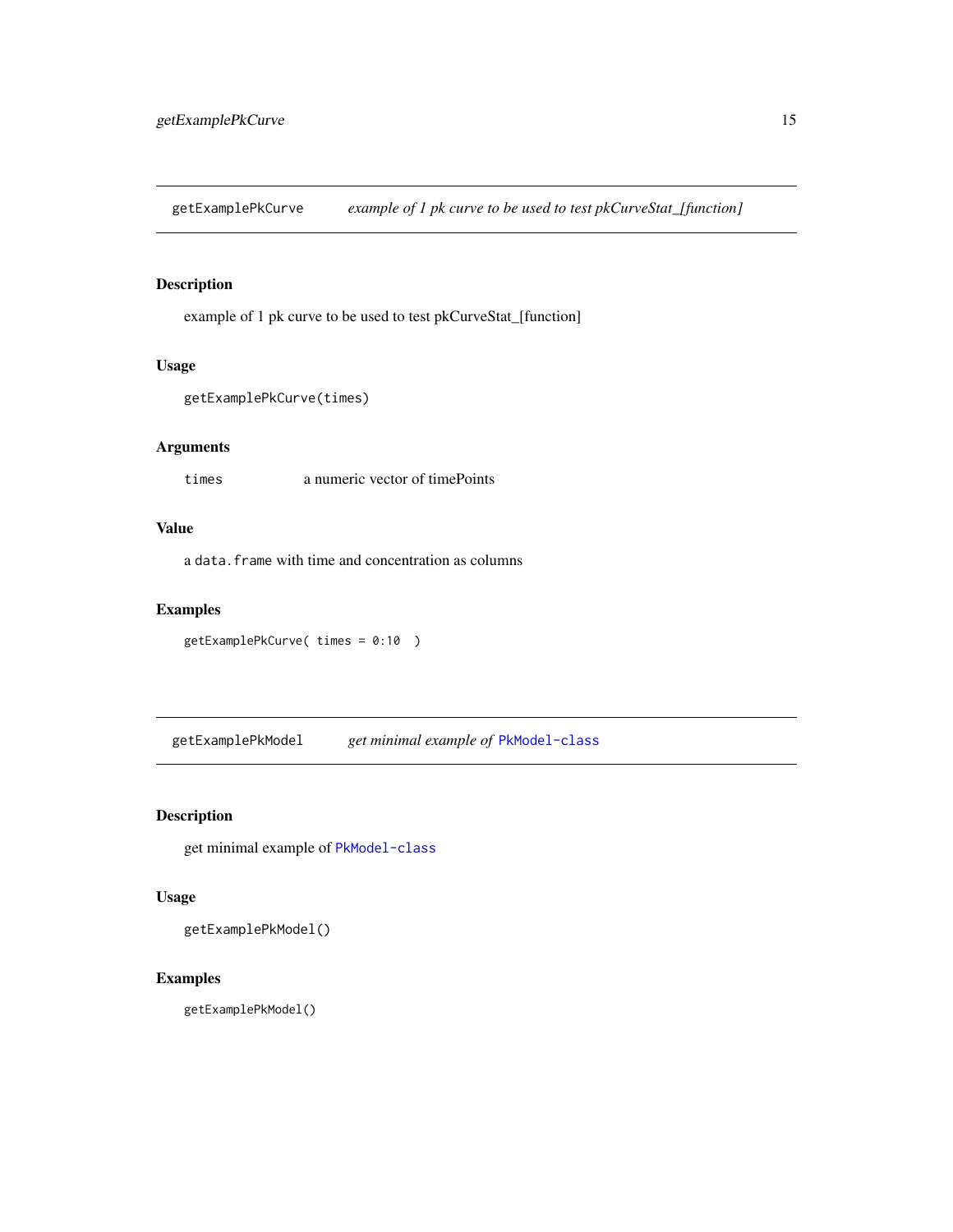## getExamplePkCurve *example of 1 pk curve to be used to test pkCurveStat_[function]*

### Description

example of 1 pk curve to be used to test pkCurveStat_[function]

### Usage

```
getExamplePkCurve(times)
```

### Arguments

| | |
|---|---|
| times | a numeric vector of timePoints |

### Value

a `data.frame` with time and concentration as columns

### Examples

```
getExamplePkCurve( times = 0:10  )
```

## getExamplePkModel *get minimal example of PkModel-class*

### Description

get minimal example of `PkModel-class`

### Usage

```
getExamplePkModel()
```

### Examples

```
getExamplePkModel()
```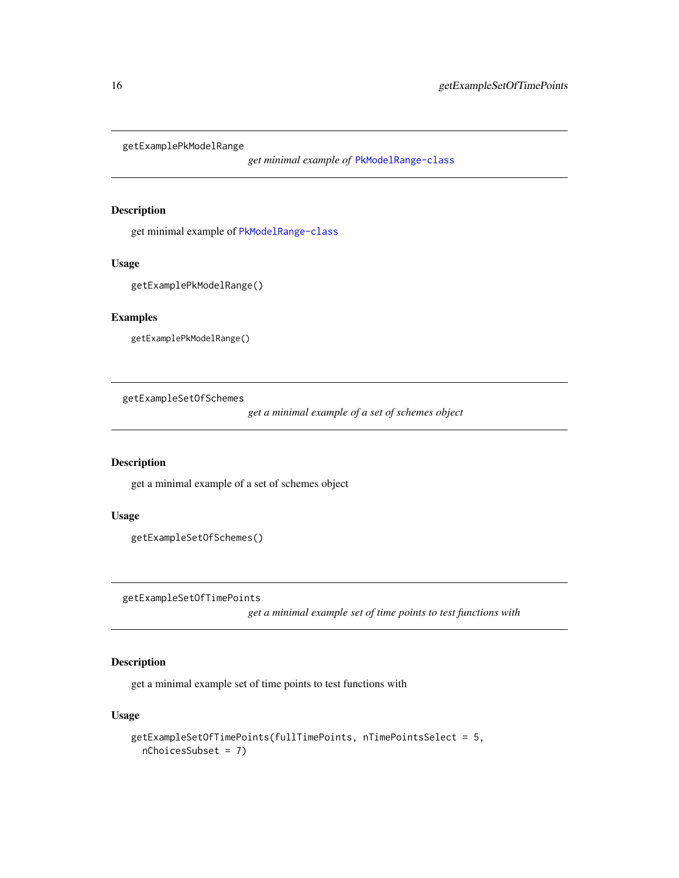## getExamplePkModelRange

*get minimal example of PkModelRange-class*

### Description

get minimal example of PkModelRange-class

### Usage

```
getExamplePkModelRange()
```

### Examples

```
getExamplePkModelRange()
```

## getExampleSetOfSchemes

*get a minimal example of a set of schemes object*

### Description

get a minimal example of a set of schemes object

### Usage

```
getExampleSetOfSchemes()
```

## getExampleSetOfTimePoints

*get a minimal example set of time points to test functions with*

### Description

get a minimal example set of time points to test functions with

### Usage

```
getExampleSetOfTimePoints(fullTimePoints, nTimePointsSelect = 5,
  nChoicesSubset = 7)
```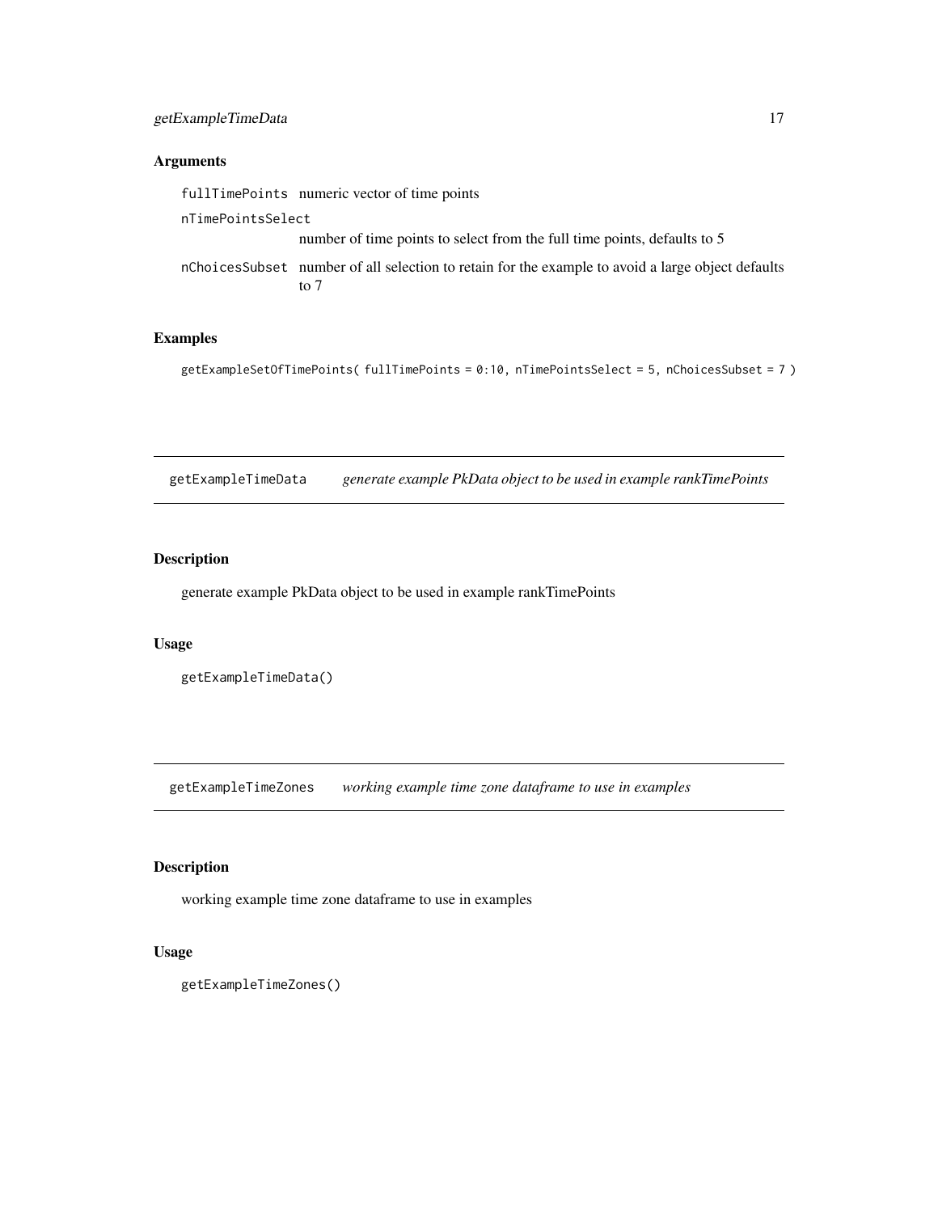### Arguments

fullTimePoints numeric vector of time points

nTimePointsSelect
number of time points to select from the full time points, defaults to 5

nChoicesSubset number of all selection to retain for the example to avoid a large object defaults to 7

### Examples

```
getExampleSetOfTimePoints( fullTimePoints = 0:10, nTimePointsSelect = 5, nChoicesSubset = 7 )
```

---

## getExampleTimeData *generate example PkData object to be used in example rankTimePoints*

### Description

generate example PkData object to be used in example rankTimePoints

### Usage

```
getExampleTimeData()
```

---

## getExampleTimeZones *working example time zone dataframe to use in examples*

### Description

working example time zone dataframe to use in examples

### Usage

```
getExampleTimeZones()
```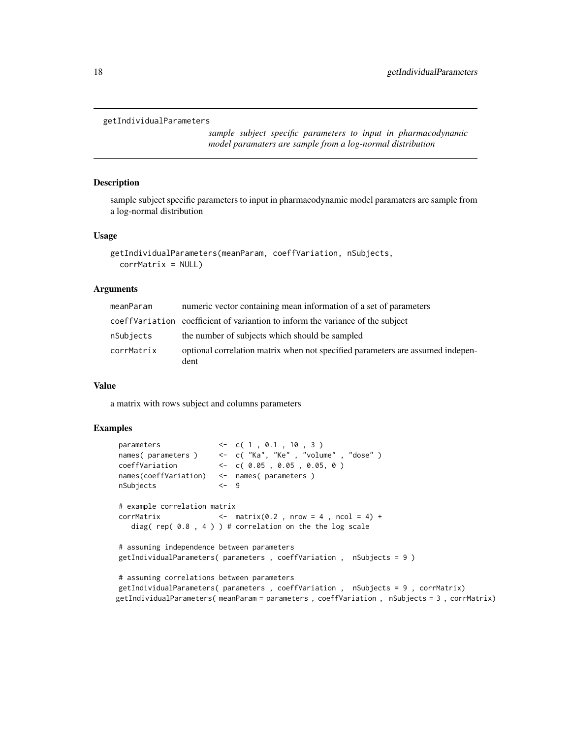```
getIndividualParameters
```

*sample subject specific parameters to input in pharmacodynamic model paramaters are sample from a log-normal distribution*

### Description

sample subject specific parameters to input in pharmacodynamic model paramaters are sample from a log-normal distribution

### Usage

```
getIndividualParameters(meanParam, coeffVariation, nSubjects,
  corrMatrix = NULL)
```

### Arguments

| | |
|---|---|
| meanParam | numeric vector containing mean information of a set of parameters |
| coeffVariation | coefficient of variantion to inform the variance of the subject |
| nSubjects | the number of subjects which should be sampled |
| corrMatrix | optional correlation matrix when not specified parameters are assumed independent |

### Value

a matrix with rows subject and columns parameters

### Examples

```
parameters              <-  c( 1 , 0.1 , 10 , 3 )
names( parameters )     <-  c( "Ka", "Ke" , "volume" , "dose" )
coeffVariation          <-  c( 0.05 , 0.05 , 0.05, 0 )
names(coeffVariation)   <-  names( parameters )
nSubjects               <-  9

# example correlation matrix
corrMatrix              <-  matrix(0.2 , nrow = 4 , ncol = 4) +
   diag( rep( 0.8 , 4 ) ) # correlation on the the log scale

# assuming independence between parameters
getIndividualParameters( parameters , coeffVariation ,  nSubjects = 9 )

# assuming correlations between parameters
getIndividualParameters( parameters , coeffVariation ,  nSubjects = 9 , corrMatrix)
getIndividualParameters( meanParam = parameters , coeffVariation ,  nSubjects = 3 , corrMatrix)
```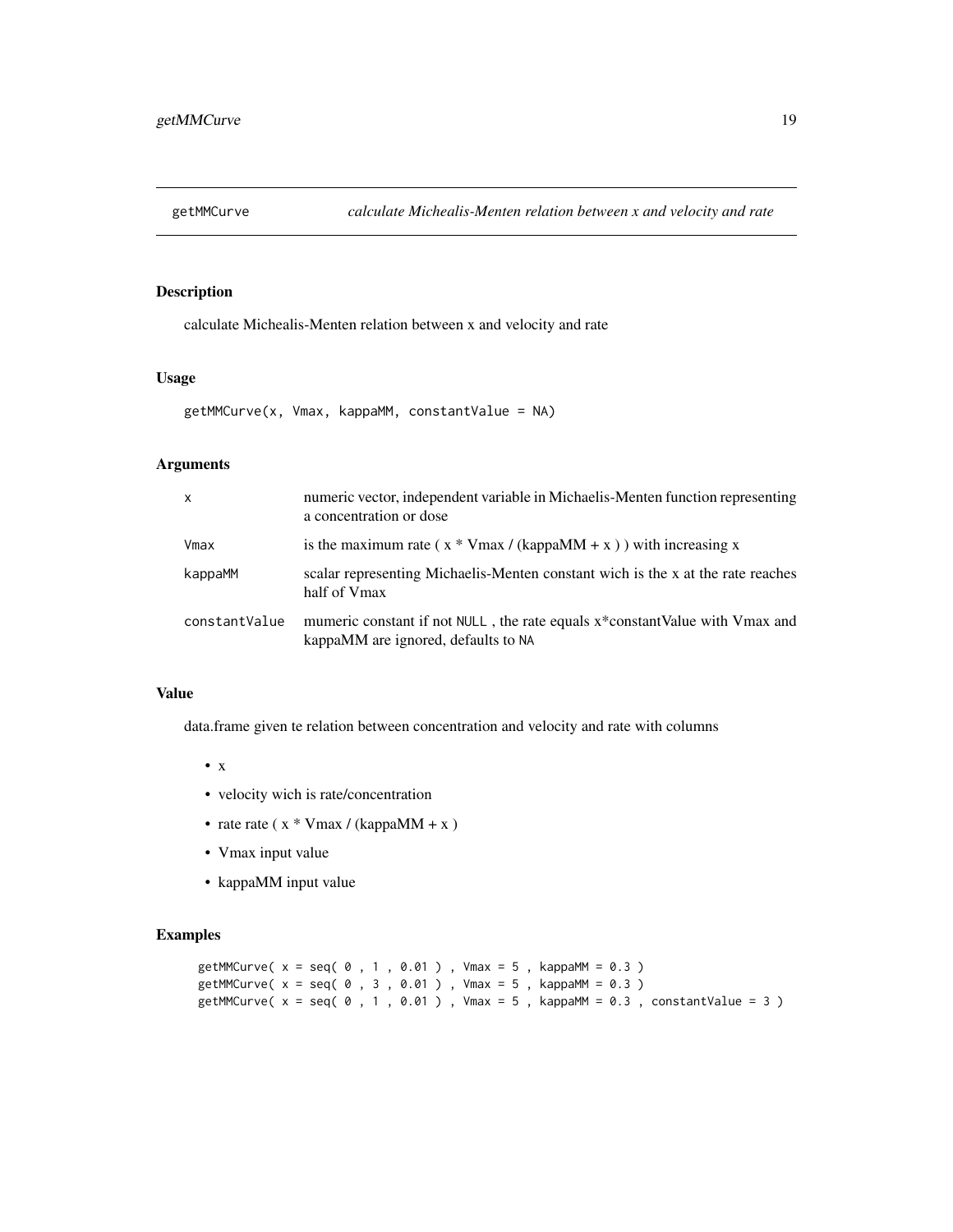# getMMCurve — *calculate Michealis-Menten relation between x and velocity and rate*

## Description

calculate Michealis-Menten relation between x and velocity and rate

## Usage

```
getMMCurve(x, Vmax, kappaMM, constantValue = NA)
```

## Arguments

| | |
|---|---|
| `x` | numeric vector, independent variable in Michaelis-Menten function representing a concentration or dose |
| `Vmax` | is the maximum rate ( x * Vmax / (kappaMM + x ) ) with increasing x |
| `kappaMM` | scalar representing Michaelis-Menten constant wich is the x at the rate reaches half of Vmax |
| `constantValue` | mumeric constant if not `NULL` , the rate equals x*constantValue with Vmax and kappaMM are ignored, defaults to `NA` |

## Value

data.frame given te relation between concentration and velocity and rate with columns

- x
- velocity wich is rate/concentration
- rate rate ( x * Vmax / (kappaMM + x )
- Vmax input value
- kappaMM input value

## Examples

```
getMMCurve( x = seq( 0 , 1 , 0.01 ) , Vmax = 5 , kappaMM = 0.3 )
getMMCurve( x = seq( 0 , 3 , 0.01 ) , Vmax = 5 , kappaMM = 0.3 )
getMMCurve( x = seq( 0 , 1 , 0.01 ) , Vmax = 5 , kappaMM = 0.3 , constantValue = 3 )
```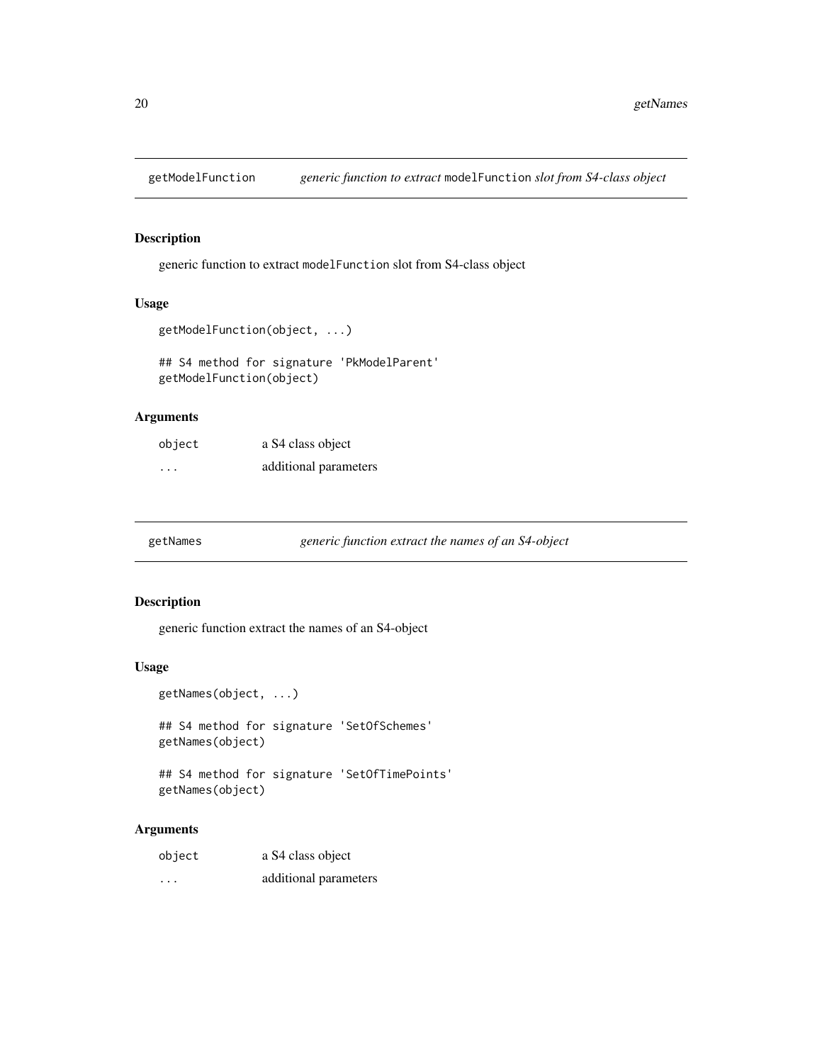## getModelFunction *generic function to extract* `modelFunction` *slot from S4-class object*

### Description

generic function to extract `modelFunction` slot from S4-class object

### Usage

```
getModelFunction(object, ...)

## S4 method for signature 'PkModelParent'
getModelFunction(object)
```

### Arguments

| | |
|---|---|
| `object` | a S4 class object |
| `...` | additional parameters |

## getNames *generic function extract the names of an S4-object*

### Description

generic function extract the names of an S4-object

### Usage

```
getNames(object, ...)

## S4 method for signature 'SetOfSchemes'
getNames(object)

## S4 method for signature 'SetOfTimePoints'
getNames(object)
```

### Arguments

| | |
|---|---|
| `object` | a S4 class object |
| `...` | additional parameters |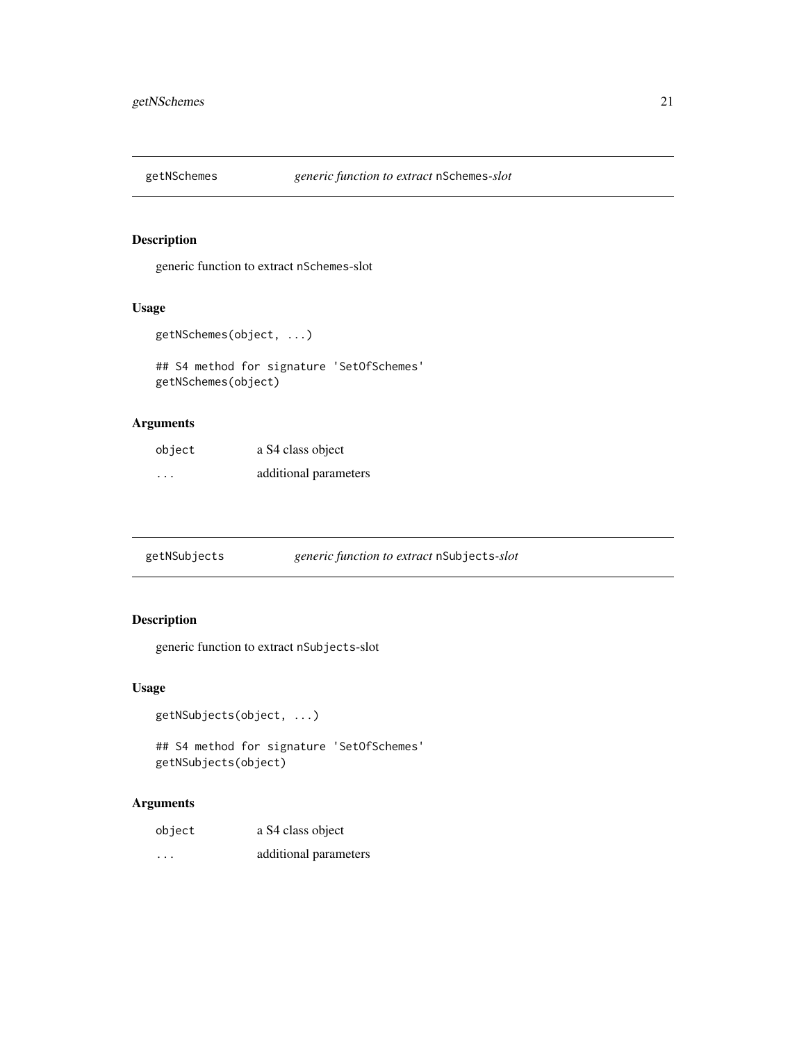## getNSchemes *generic function to extract* `nSchemes`*-slot*

### Description

generic function to extract `nSchemes`-slot

### Usage

```
getNSchemes(object, ...)

## S4 method for signature 'SetOfSchemes'
getNSchemes(object)
```

### Arguments

| | |
|---|---|
| `object` | a S4 class object |
| `...` | additional parameters |

## getNSubjects *generic function to extract* `nSubjects`*-slot*

### Description

generic function to extract `nSubjects`-slot

### Usage

```
getNSubjects(object, ...)

## S4 method for signature 'SetOfSchemes'
getNSubjects(object)
```

### Arguments

| | |
|---|---|
| `object` | a S4 class object |
| `...` | additional parameters |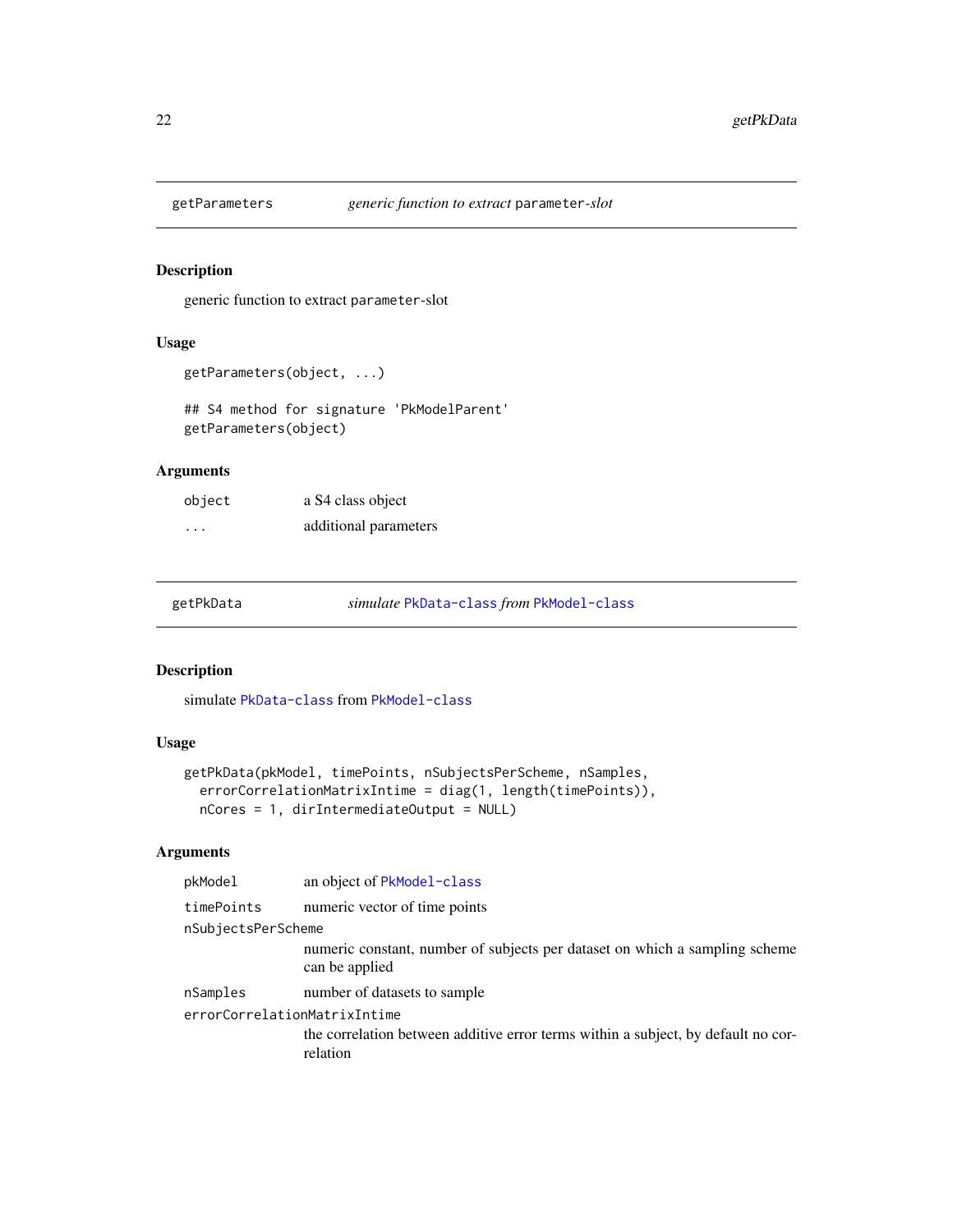## getParameters — *generic function to extract* `parameter`*-slot*

### Description

generic function to extract `parameter`-slot

### Usage

```
getParameters(object, ...)

## S4 method for signature 'PkModelParent'
getParameters(object)
```

### Arguments

| | |
|---|---|
| `object` | a S4 class object |
| `...` | additional parameters |

## getPkData — *simulate* `PkData-class` *from* `PkModel-class`

### Description

simulate `PkData-class` from `PkModel-class`

### Usage

```
getPkData(pkModel, timePoints, nSubjectsPerScheme, nSamples,
  errorCorrelationMatrixIntime = diag(1, length(timePoints)),
  nCores = 1, dirIntermediateOutput = NULL)
```

### Arguments

| | |
|---|---|
| `pkModel` | an object of `PkModel-class` |
| `timePoints` | numeric vector of time points |
| `nSubjectsPerScheme` | numeric constant, number of subjects per dataset on which a sampling scheme can be applied |
| `nSamples` | number of datasets to sample |
| `errorCorrelationMatrixIntime` | the correlation between additive error terms within a subject, by default no correlation |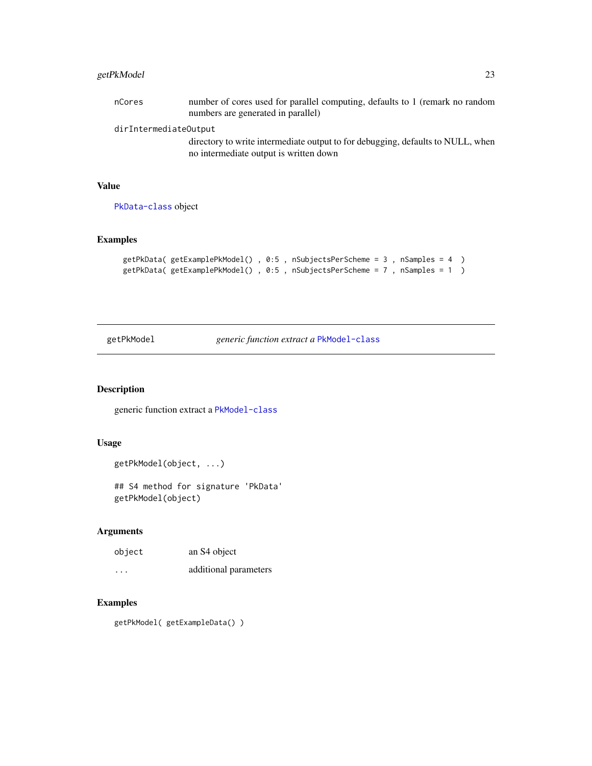| | |
|---|---|
| nCores | number of cores used for parallel computing, defaults to 1 (remark no random numbers are generated in parallel) |
| dirIntermediateOutput | directory to write intermediate output to for debugging, defaults to NULL, when no intermediate output is written down |

## Value

PkData-class object

## Examples

```
getPkData( getExamplePkModel() , 0:5 , nSubjectsPerScheme = 3 , nSamples = 4  )
getPkData( getExamplePkModel() , 0:5 , nSubjectsPerScheme = 7 , nSamples = 1  )
```

---

# getPkModel    *generic function extract a PkModel-class*

## Description

generic function extract a PkModel-class

## Usage

```
getPkModel(object, ...)

## S4 method for signature 'PkData'
getPkModel(object)
```

## Arguments

| | |
|---|---|
| object | an S4 object |
| ... | additional parameters |

## Examples

```
getPkModel( getExampleData() )
```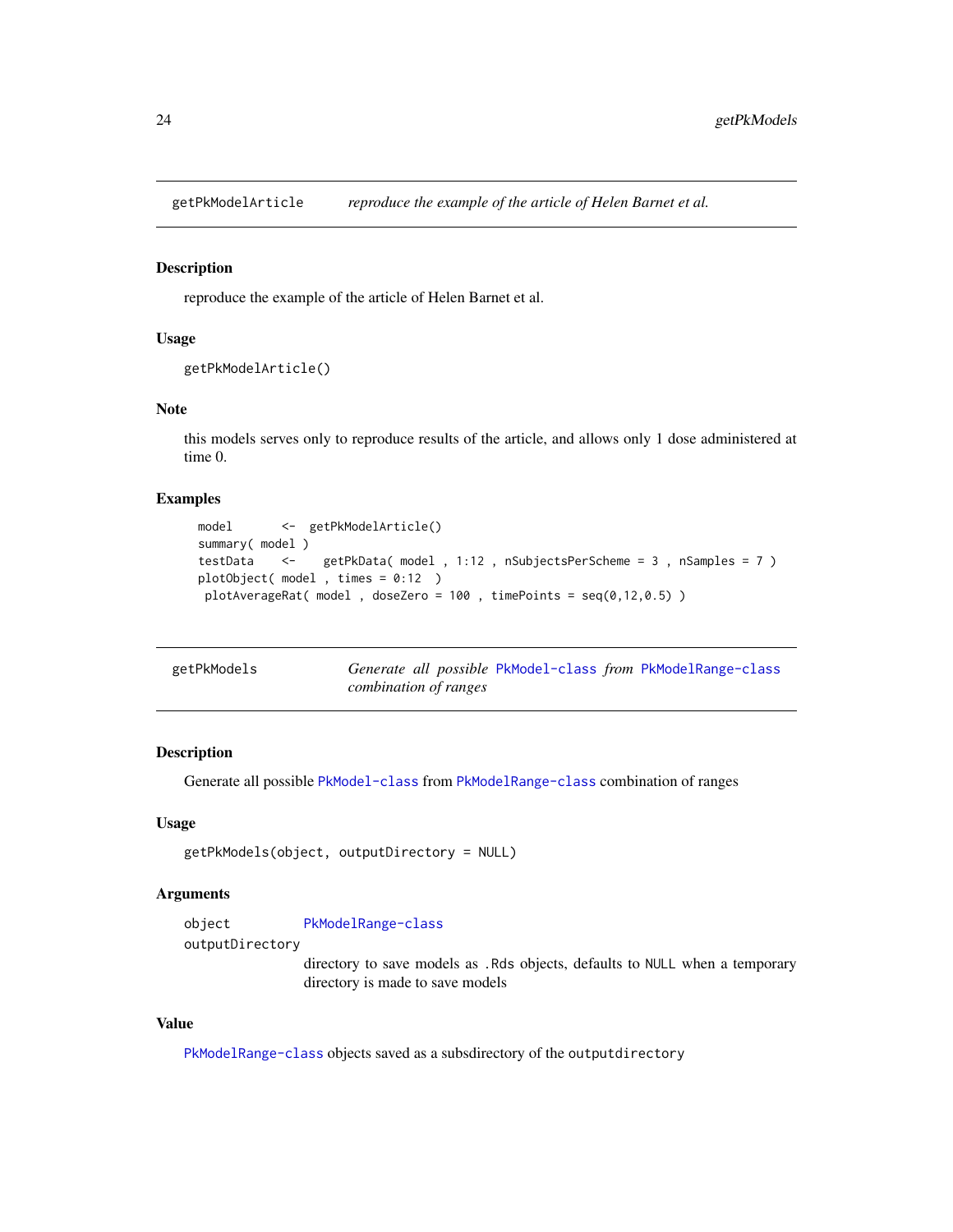## getPkModelArticle — *reproduce the example of the article of Helen Barnet et al.*

### Description

reproduce the example of the article of Helen Barnet et al.

### Usage

```
getPkModelArticle()
```

### Note

this models serves only to reproduce results of the article, and allows only 1 dose administered at time 0.

### Examples

```
model       <-  getPkModelArticle()
summary( model )
testData    <-    getPkData( model , 1:12 , nSubjectsPerScheme = 3 , nSamples = 7 )
plotObject( model , times = 0:12  )
 plotAverageRat( model , doseZero = 100 , timePoints = seq(0,12,0.5) )
```

## getPkModels — *Generate all possible PkModel-class from PkModelRange-class combination of ranges*

### Description

Generate all possible PkModel-class from PkModelRange-class combination of ranges

### Usage

```
getPkModels(object, outputDirectory = NULL)
```

### Arguments

| | |
|---|---|
| object | PkModelRange-class |
| outputDirectory | directory to save models as .Rds objects, defaults to NULL when a temporary directory is made to save models |

### Value

PkModelRange-class objects saved as a subsdirectory of the outputdirectory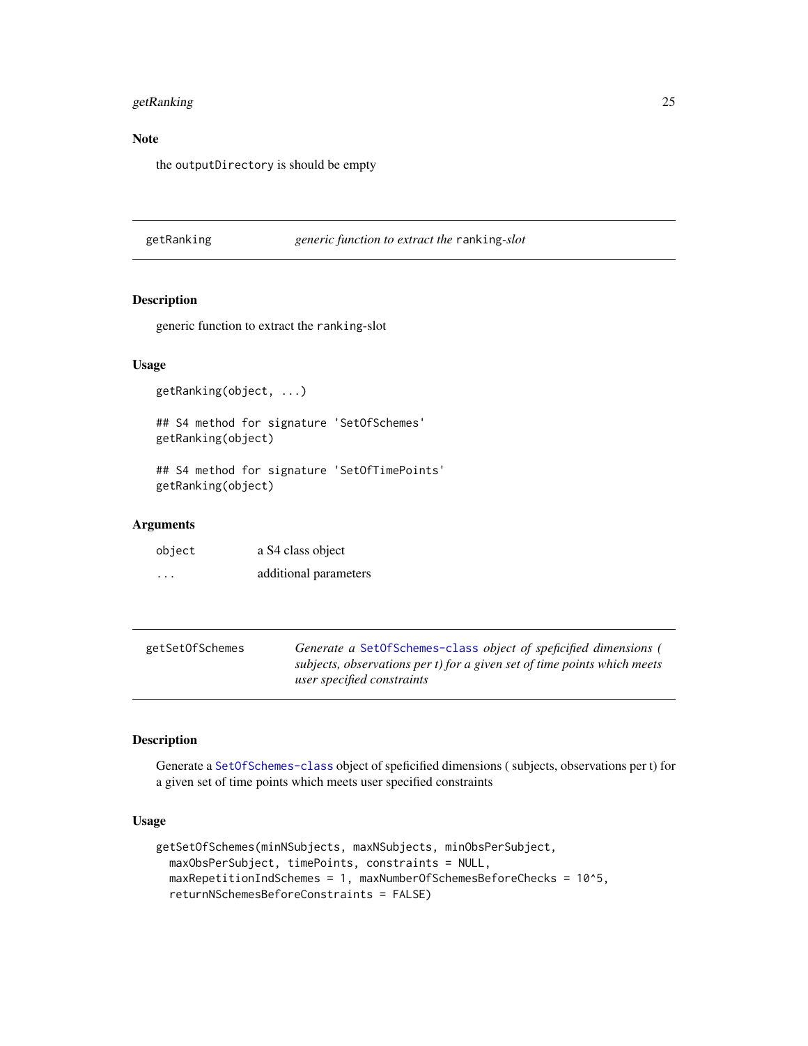### Note

the `outputDirectory` is should be empty

---

## getRanking — *generic function to extract the `ranking`-slot*

### Description

generic function to extract the `ranking`-slot

### Usage

```
getRanking(object, ...)

## S4 method for signature 'SetOfSchemes'
getRanking(object)

## S4 method for signature 'SetOfTimePoints'
getRanking(object)
```

### Arguments

| | |
|---|---|
| `object` | a S4 class object |
| `...` | additional parameters |

---

## getSetOfSchemes — *Generate a `SetOfSchemes-class` object of speficified dimensions ( subjects, observations per t) for a given set of time points which meets user specified constraints*

### Description

Generate a `SetOfSchemes-class` object of speficified dimensions ( subjects, observations per t) for a given set of time points which meets user specified constraints

### Usage

```
getSetOfSchemes(minNSubjects, maxNSubjects, minObsPerSubject,
  maxObsPerSubject, timePoints, constraints = NULL,
  maxRepetitionIndSchemes = 1, maxNumberOfSchemesBeforeChecks = 10^5,
  returnNSchemesBeforeConstraints = FALSE)
```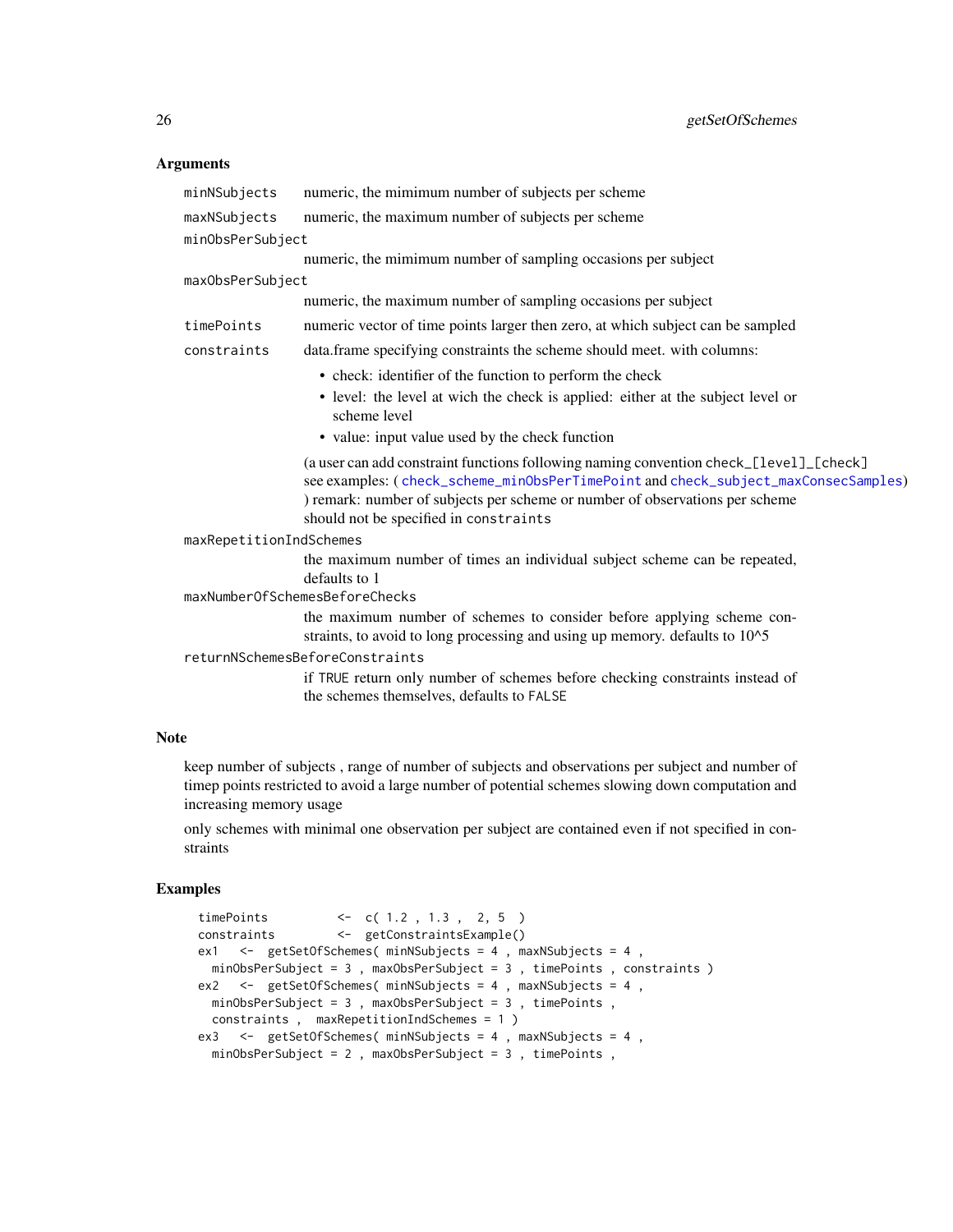## Arguments

| | |
|---|---|
| `minNSubjects` | numeric, the mimimum number of subjects per scheme |
| `maxNSubjects` | numeric, the maximum number of subjects per scheme |
| `minObsPerSubject` | numeric, the mimimum number of sampling occasions per subject |
| `maxObsPerSubject` | numeric, the maximum number of sampling occasions per subject |
| `timePoints` | numeric vector of time points larger then zero, at which subject can be sampled |
| `constraints` | data.frame specifying constraints the scheme should meet. with columns: <br> • check: identifier of the function to perform the check <br> • level: the level at wich the check is applied: either at the subject level or scheme level <br> • value: input value used by the check function <br> (a user can add constraint functions following naming convention `check_[level]_[check]` see examples: ( `check_scheme_minObsPerTimePoint` and `check_subject_maxConsecSamples` ) remark: number of subjects per scheme or number of observations per scheme should not be specified in `constraints` |
| `maxRepetitionIndSchemes` | the maximum number of times an individual subject scheme can be repeated, defaults to 1 |
| `maxNumberOfSchemesBeforeChecks` | the maximum number of schemes to consider before applying scheme constraints, to avoid to long processing and using up memory. defaults to 10^5 |
| `returnNSchemesBeforeConstraints` | if `TRUE` return only number of schemes before checking constraints instead of the schemes themselves, defaults to `FALSE` |

## Note

keep number of subjects , range of number of subjects and observations per subject and number of timep points restricted to avoid a large number of potential schemes slowing down computation and increasing memory usage

only schemes with minimal one observation per subject are contained even if not specified in constraints

## Examples

```
timePoints          <-  c( 1.2 , 1.3 ,  2, 5  )
constraints         <-  getConstraintsExample()
ex1   <-  getSetOfSchemes( minNSubjects = 4 , maxNSubjects = 4 ,
  minObsPerSubject = 3 , maxObsPerSubject = 3 , timePoints , constraints )
ex2   <-  getSetOfSchemes( minNSubjects = 4 , maxNSubjects = 4 ,
  minObsPerSubject = 3 , maxObsPerSubject = 3 , timePoints ,
  constraints ,  maxRepetitionIndSchemes = 1 )
ex3   <-  getSetOfSchemes( minNSubjects = 4 , maxNSubjects = 4 ,
  minObsPerSubject = 2 , maxObsPerSubject = 3 , timePoints ,
```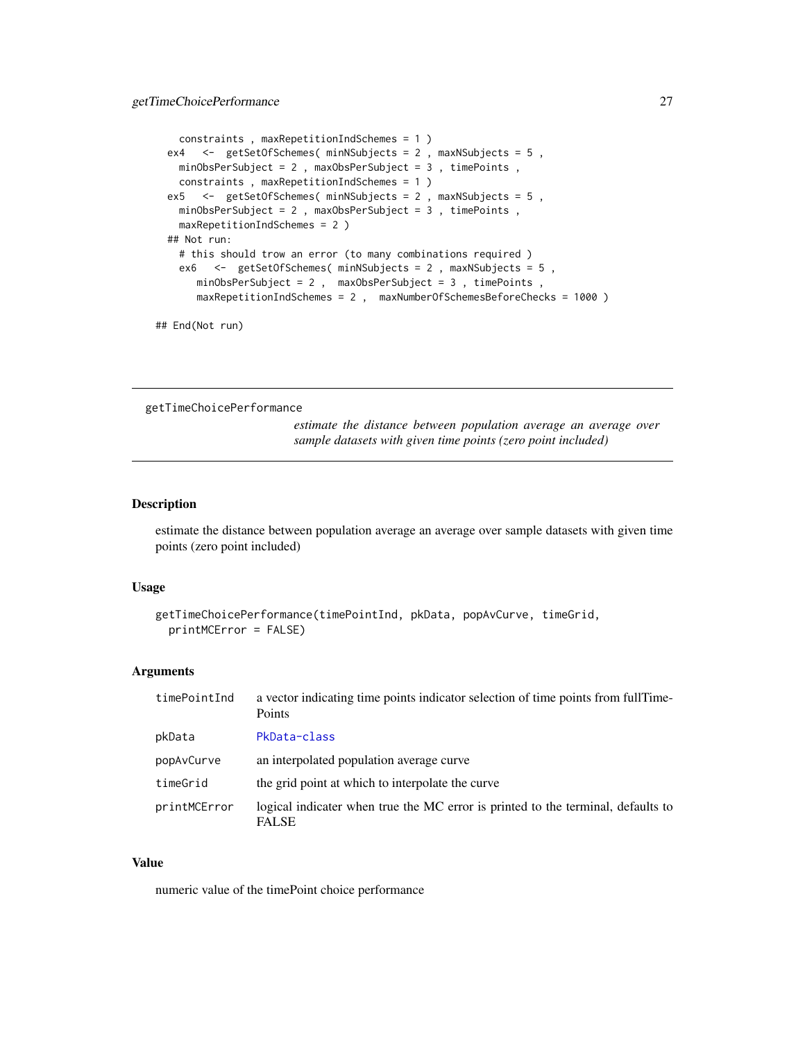```
    constraints , maxRepetitionIndSchemes = 1 )
  ex4   <-  getSetOfSchemes( minNSubjects = 2 , maxNSubjects = 5 ,
    minObsPerSubject = 2 , maxObsPerSubject = 3 , timePoints ,
    constraints , maxRepetitionIndSchemes = 1 )
  ex5   <-  getSetOfSchemes( minNSubjects = 2 , maxNSubjects = 5 ,
    minObsPerSubject = 2 , maxObsPerSubject = 3 , timePoints ,
    maxRepetitionIndSchemes = 2 )
  ## Not run:
    # this should trow an error (to many combinations required )
    ex6   <-  getSetOfSchemes( minNSubjects = 2 , maxNSubjects = 5 ,
       minObsPerSubject = 2 ,  maxObsPerSubject = 3 , timePoints ,
       maxRepetitionIndSchemes = 2 ,  maxNumberOfSchemesBeforeChecks = 1000 )

## End(Not run)
```

---

## getTimeChoicePerformance

*estimate the distance between population average an average over sample datasets with given time points (zero point included)*

---

### Description

estimate the distance between population average an average over sample datasets with given time points (zero point included)

### Usage

```
getTimeChoicePerformance(timePointInd, pkData, popAvCurve, timeGrid,
  printMCError = FALSE)
```

### Arguments

| | |
|---|---|
| `timePointInd` | a vector indicating time points indicator selection of time points from fullTimePoints |
| `pkData` | PkData-class |
| `popAvCurve` | an interpolated population average curve |
| `timeGrid` | the grid point at which to interpolate the curve |
| `printMCError` | logical indicater when true the MC error is printed to the terminal, defaults to FALSE |

### Value

numeric value of the timePoint choice performance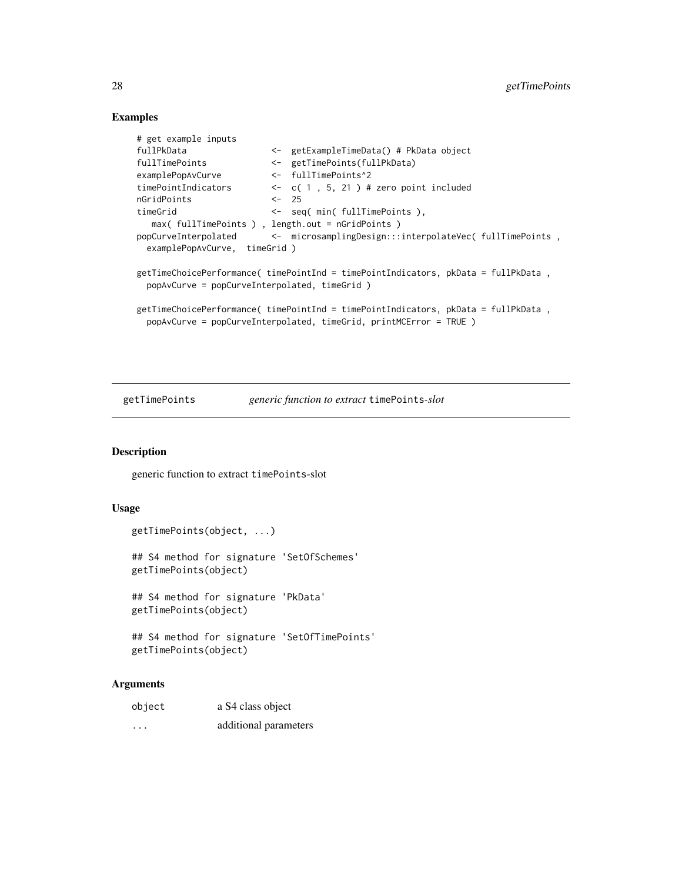## Examples

```
# get example inputs
fullPkData               <-  getExampleTimeData() # PkData object
fullTimePoints           <-  getTimePoints(fullPkData)
examplePopAvCurve        <-  fullTimePoints^2
timePointIndicators      <-  c( 1 , 5, 21 ) # zero point included
nGridPoints              <-  25
timeGrid                 <-  seq( min( fullTimePoints ),
   max( fullTimePoints ) , length.out = nGridPoints )
popCurveInterpolated     <-  microsamplingDesign:::interpolateVec( fullTimePoints ,
  examplePopAvCurve,  timeGrid )

getTimeChoicePerformance( timePointInd = timePointIndicators, pkData = fullPkData ,
  popAvCurve = popCurveInterpolated, timeGrid )

getTimeChoicePerformance( timePointInd = timePointIndicators, pkData = fullPkData ,
  popAvCurve = popCurveInterpolated, timeGrid, printMCError = TRUE )
```

---

# getTimePoints    *generic function to extract* `timePoints`*-slot*

## Description

generic function to extract `timePoints`-slot

## Usage

```
getTimePoints(object, ...)

## S4 method for signature 'SetOfSchemes'
getTimePoints(object)

## S4 method for signature 'PkData'
getTimePoints(object)

## S4 method for signature 'SetOfTimePoints'
getTimePoints(object)
```

## Arguments

| | |
|---|---|
| `object` | a S4 class object |
| `...` | additional parameters |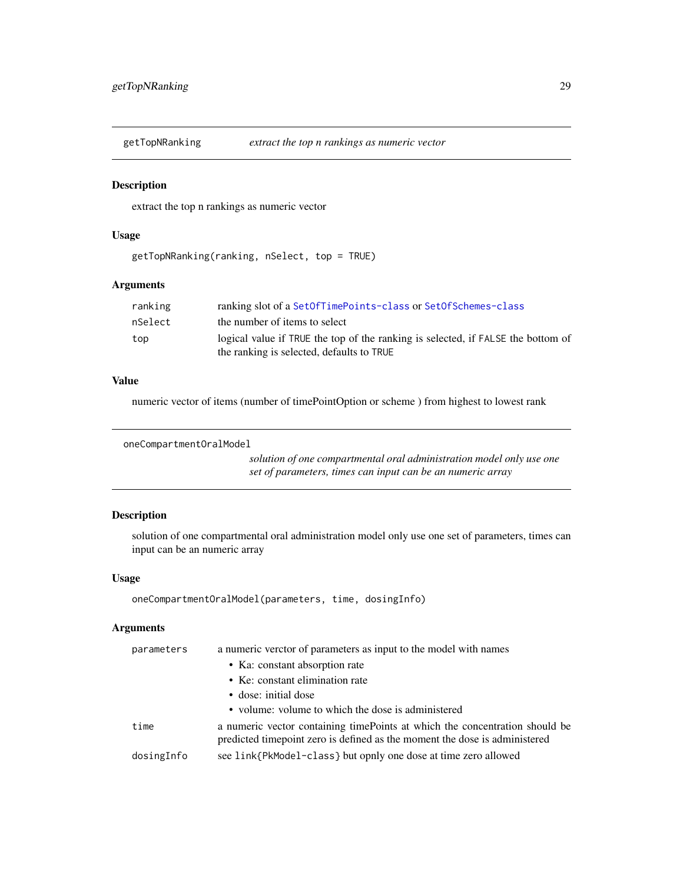## getTopNRanking *extract the top n rankings as numeric vector*

### Description

extract the top n rankings as numeric vector

### Usage

```
getTopNRanking(ranking, nSelect, top = TRUE)
```

### Arguments

| | |
|---|---|
| `ranking` | ranking slot of a `SetOfTimePoints-class` or `SetOfSchemes-class` |
| `nSelect` | the number of items to select |
| `top` | logical value if `TRUE` the top of the ranking is selected, if `FALSE` the bottom of the ranking is selected, defaults to `TRUE` |

### Value

numeric vector of items (number of timePointOption or scheme ) from highest to lowest rank

## oneCompartmentOralModel *solution of one compartmental oral administration model only use one set of parameters, times can input can be an numeric array*

### Description

solution of one compartmental oral administration model only use one set of parameters, times can input can be an numeric array

### Usage

```
oneCompartmentOralModel(parameters, time, dosingInfo)
```

### Arguments

| | |
|---|---|
| `parameters` | a numeric verctor of parameters as input to the model with names <br>• Ka: constant absorption rate <br>• Ke: constant elimination rate <br>• dose: initial dose <br>• volume: volume to which the dose is administered |
| `time` | a numeric vector containing timePoints at which the concentration should be predicted timepoint zero is defined as the moment the dose is administered |
| `dosingInfo` | see `link{PkModel-class}` but opnly one dose at time zero allowed |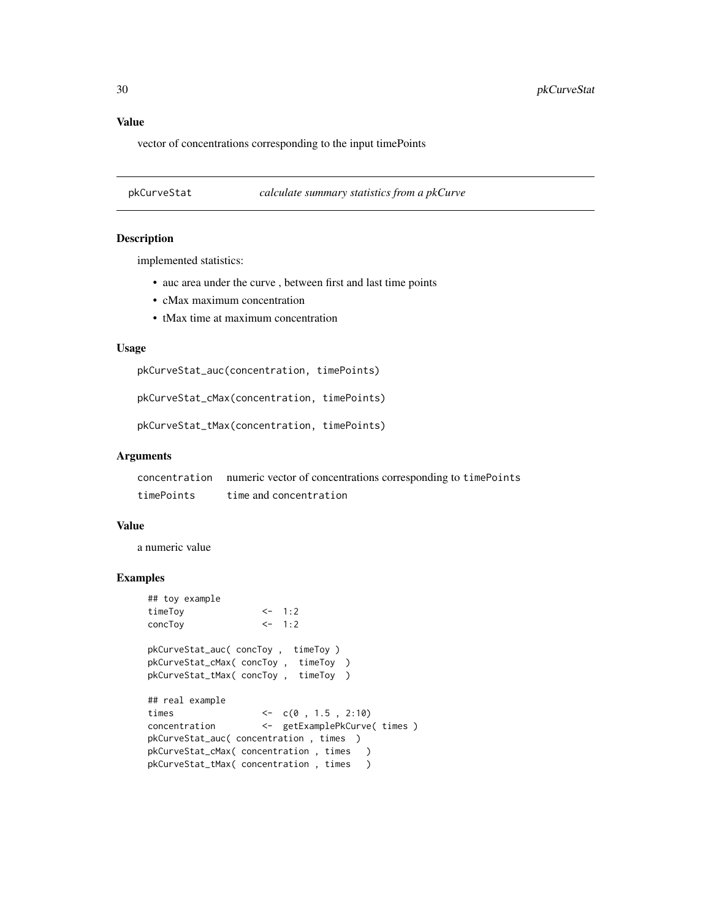## Value

vector of concentrations corresponding to the input timePoints

---

# pkCurveStat — *calculate summary statistics from a pkCurve*

## Description

implemented statistics:

- auc area under the curve , between first and last time points
- cMax maximum concentration
- tMax time at maximum concentration

## Usage

```
pkCurveStat_auc(concentration, timePoints)

pkCurveStat_cMax(concentration, timePoints)

pkCurveStat_tMax(concentration, timePoints)
```

## Arguments

| | |
|---|---|
| concentration | numeric vector of concentrations corresponding to `timePoints` |
| timePoints | `time` and `concentration` |

## Value

a numeric value

## Examples

```
## toy example
timeToy             <-  1:2
concToy             <-  1:2

pkCurveStat_auc( concToy ,  timeToy )
pkCurveStat_cMax( concToy ,  timeToy  )
pkCurveStat_tMax( concToy ,  timeToy  )

## real example
times               <-  c(0 , 1.5 , 2:10)
concentration       <-  getExamplePkCurve( times )
pkCurveStat_auc( concentration , times  )
pkCurveStat_cMax( concentration , times   )
pkCurveStat_tMax( concentration , times   )
```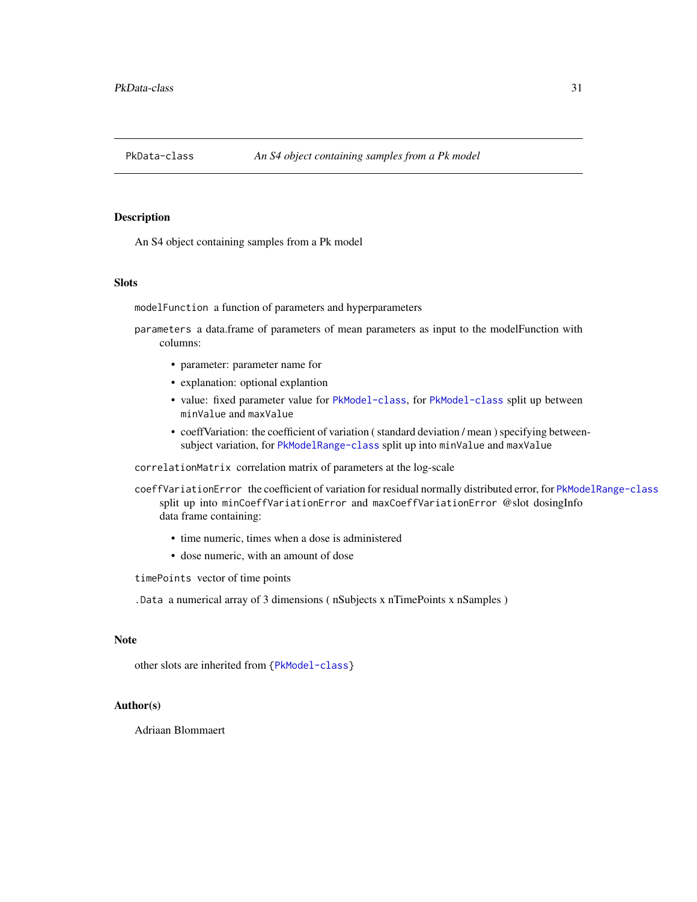PkData-class *An S4 object containing samples from a Pk model*

## Description

An S4 object containing samples from a Pk model

## Slots

`modelFunction` a function of parameters and hyperparameters

`parameters` a data.frame of parameters of mean parameters as input to the modelFunction with columns:

- parameter: parameter name for
- explanation: optional explantion
- value: fixed parameter value for `PkModel-class`, for `PkModel-class` split up between `minValue` and `maxValue`
- coeffVariation: the coefficient of variation ( standard deviation / mean ) specifying between-subject variation, for `PkModelRange-class` split up into `minValue` and `maxValue`

`correlationMatrix` correlation matrix of parameters at the log-scale

`coeffVariationError` the coefficient of variation for residual normally distributed error, for `PkModelRange-class` split up into `minCoeffVariationError` and `maxCoeffVariationError` @slot dosingInfo data frame containing:

- time numeric, times when a dose is administered
- dose numeric, with an amount of dose

`timePoints` vector of time points

`.Data` a numerical array of 3 dimensions ( nSubjects x nTimePoints x nSamples )

## Note

other slots are inherited from {`PkModel-class`}

## Author(s)

Adriaan Blommaert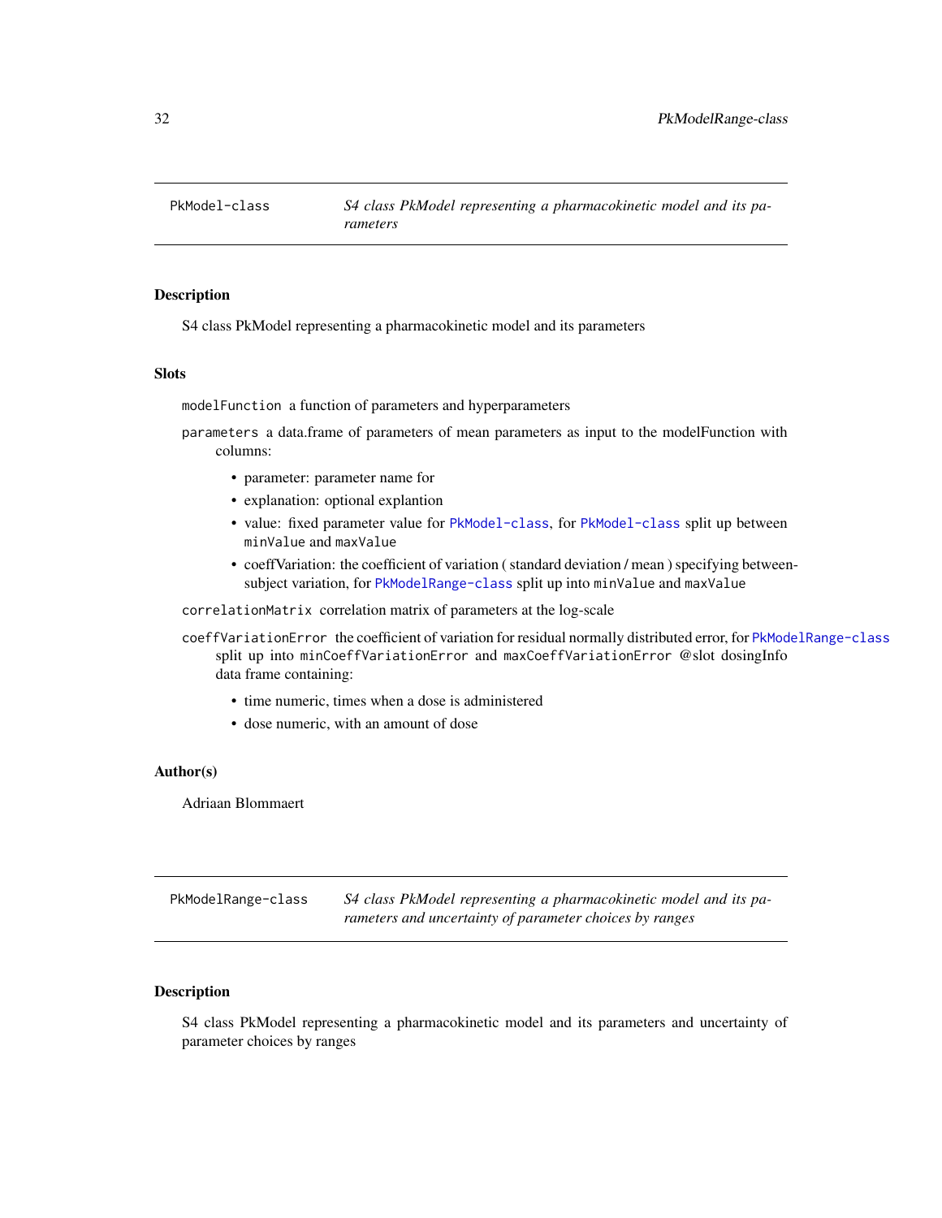## PkModel-class — *S4 class PkModel representing a pharmacokinetic model and its parameters*

### Description

S4 class PkModel representing a pharmacokinetic model and its parameters

### Slots

`modelFunction` a function of parameters and hyperparameters

`parameters` a data.frame of parameters of mean parameters as input to the modelFunction with columns:

- parameter: parameter name for
- explanation: optional explantion
- value: fixed parameter value for `PkModel-class`, for `PkModel-class` split up between `minValue` and `maxValue`
- coeffVariation: the coefficient of variation ( standard deviation / mean ) specifying between-subject variation, for `PkModelRange-class` split up into `minValue` and `maxValue`

`correlationMatrix` correlation matrix of parameters at the log-scale

`coeffVariationError` the coefficient of variation for residual normally distributed error, for `PkModelRange-class` split up into `minCoeffVariationError` and `maxCoeffVariationError` @slot dosingInfo data frame containing:

- time numeric, times when a dose is administered
- dose numeric, with an amount of dose

### Author(s)

Adriaan Blommaert

## PkModelRange-class — *S4 class PkModel representing a pharmacokinetic model and its parameters and uncertainty of parameter choices by ranges*

### Description

S4 class PkModel representing a pharmacokinetic model and its parameters and uncertainty of parameter choices by ranges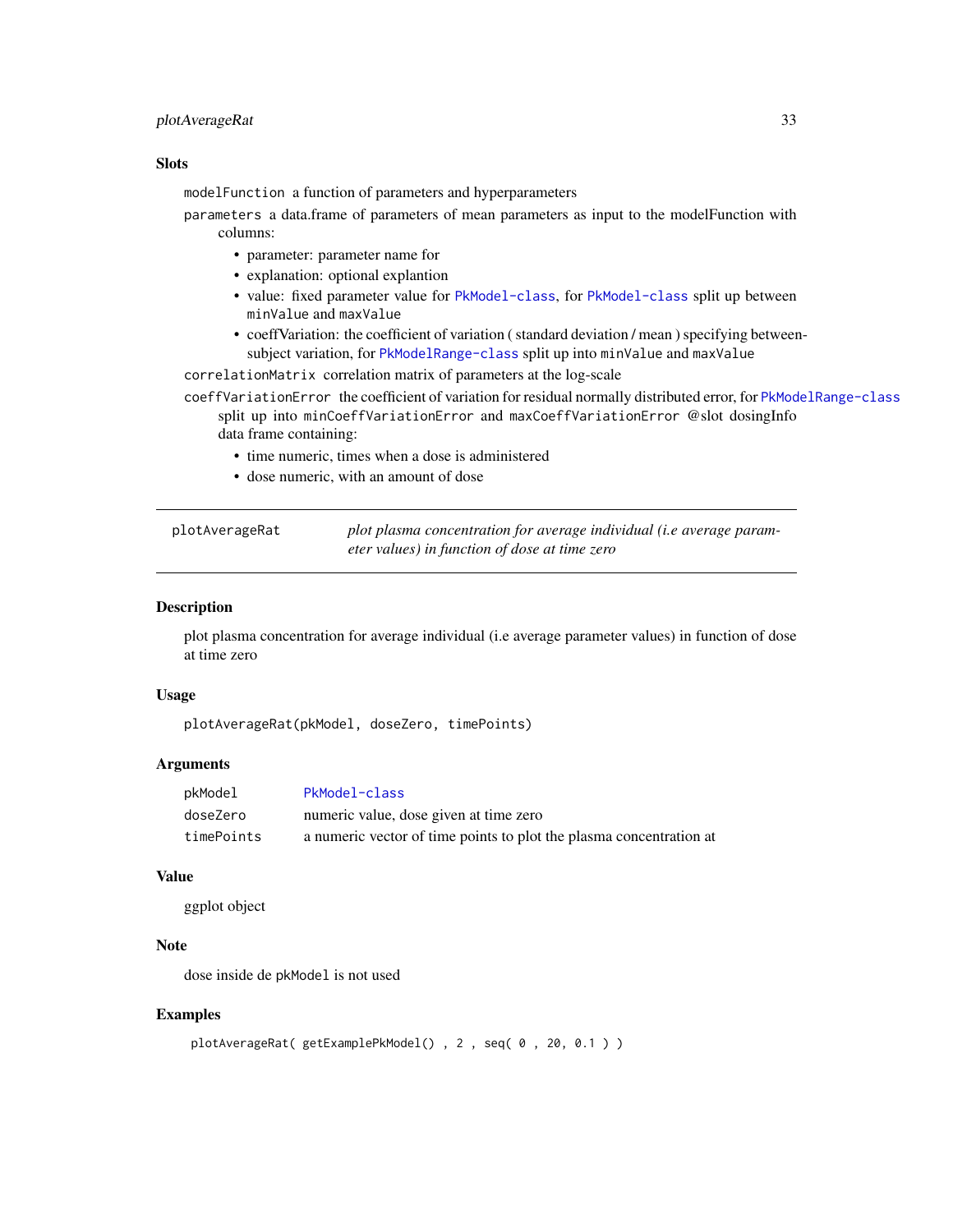### Slots

`modelFunction` a function of parameters and hyperparameters

`parameters` a data.frame of parameters of mean parameters as input to the modelFunction with columns:

- parameter: parameter name for
- explanation: optional explantion
- value: fixed parameter value for PkModel-class, for PkModel-class split up between `minValue` and `maxValue`
- coeffVariation: the coefficient of variation ( standard deviation / mean ) specifying between-subject variation, for PkModelRange-class split up into `minValue` and `maxValue`

`correlationMatrix` correlation matrix of parameters at the log-scale

`coeffVariationError` the coefficient of variation for residual normally distributed error, for PkModelRange-class split up into `minCoeffVariationError` and `maxCoeffVariationError` @slot dosingInfo data frame containing:

- time numeric, times when a dose is administered
- dose numeric, with an amount of dose

---

`plotAverageRat` *plot plasma concentration for average individual (i.e average parameter values) in function of dose at time zero*

---

### Description

plot plasma concentration for average individual (i.e average parameter values) in function of dose at time zero

### Usage

```
plotAverageRat(pkModel, doseZero, timePoints)
```

### Arguments

| | |
|---|---|
| `pkModel` | PkModel-class |
| `doseZero` | numeric value, dose given at time zero |
| `timePoints` | a numeric vector of time points to plot the plasma concentration at |

### Value

ggplot object

### Note

dose inside de `pkModel` is not used

### Examples

```
plotAverageRat( getExamplePkModel() , 2 , seq( 0 , 20, 0.1 ) )
```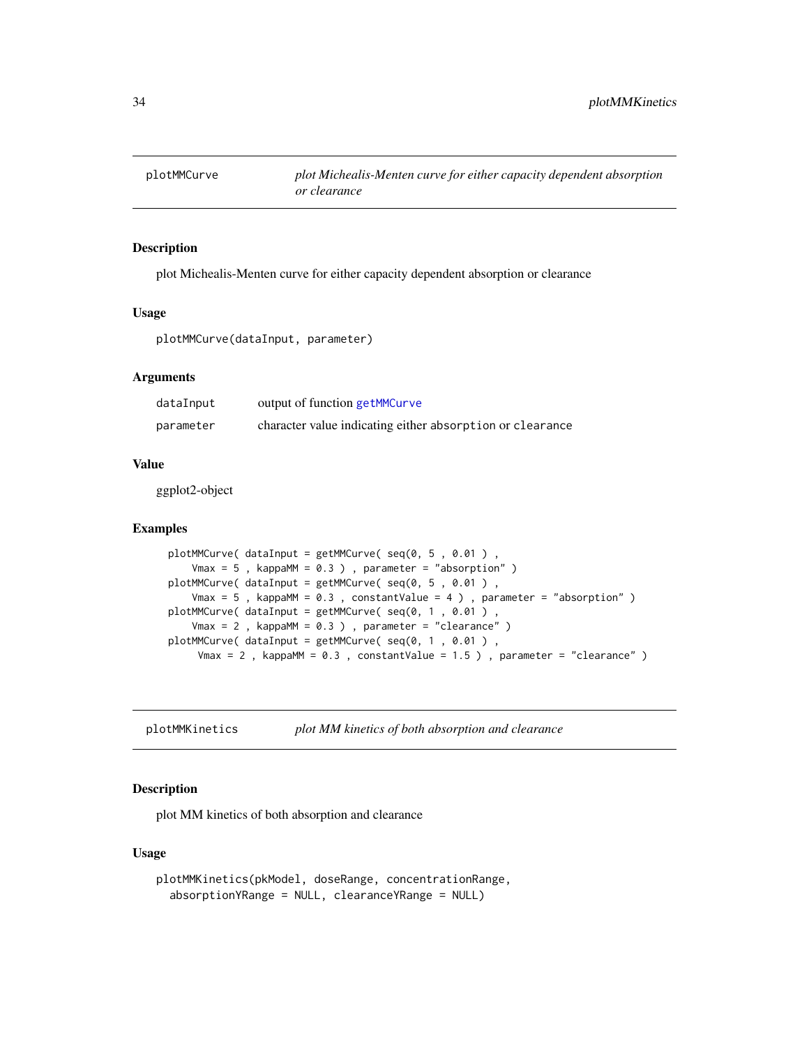## plotMMCurve — *plot Michealis-Menten curve for either capacity dependent absorption or clearance*

### Description

plot Michealis-Menten curve for either capacity dependent absorption or clearance

### Usage

```
plotMMCurve(dataInput, parameter)
```

### Arguments

| | |
|---|---|
| dataInput | output of function getMMCurve |
| parameter | character value indicating either absorption or clearance |

### Value

ggplot2-object

### Examples

```
plotMMCurve( dataInput = getMMCurve( seq(0, 5 , 0.01 ) ,
    Vmax = 5 , kappaMM = 0.3 ) , parameter = "absorption" )
plotMMCurve( dataInput = getMMCurve( seq(0, 5 , 0.01 ) ,
    Vmax = 5 , kappaMM = 0.3 , constantValue = 4 ) , parameter = "absorption" )
plotMMCurve( dataInput = getMMCurve( seq(0, 1 , 0.01 ) ,
    Vmax = 2 , kappaMM = 0.3 ) , parameter = "clearance" )
plotMMCurve( dataInput = getMMCurve( seq(0, 1 , 0.01 ) ,
     Vmax = 2 , kappaMM = 0.3 , constantValue = 1.5 ) , parameter = "clearance" )
```

## plotMMKinetics — *plot MM kinetics of both absorption and clearance*

### Description

plot MM kinetics of both absorption and clearance

### Usage

```
plotMMKinetics(pkModel, doseRange, concentrationRange,
  absorptionYRange = NULL, clearanceYRange = NULL)
```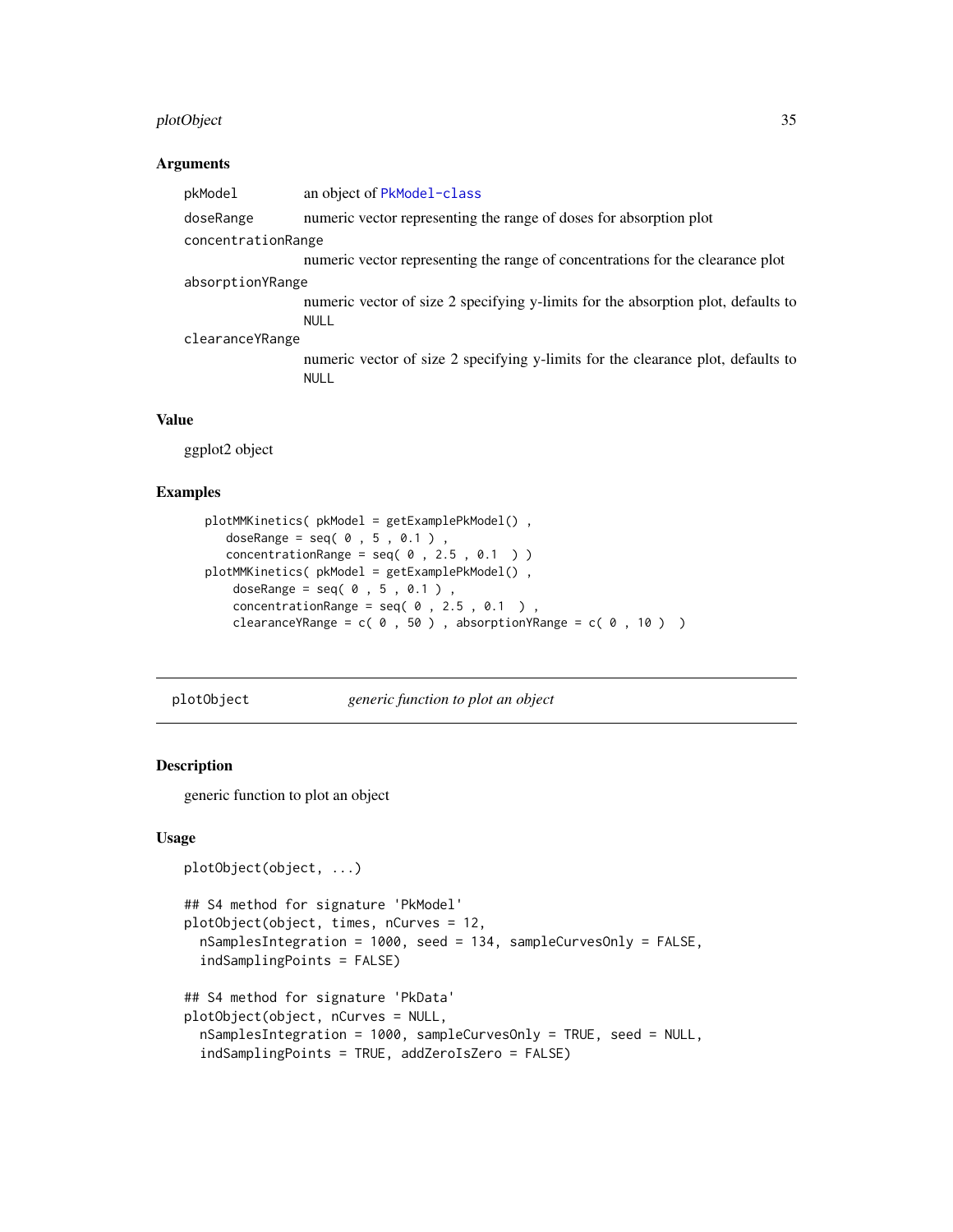### Arguments

| | |
|---|---|
| pkModel | an object of PkModel-class |
| doseRange | numeric vector representing the range of doses for absorption plot |
| concentrationRange | numeric vector representing the range of concentrations for the clearance plot |
| absorptionYRange | numeric vector of size 2 specifying y-limits for the absorption plot, defaults to NULL |
| clearanceYRange | numeric vector of size 2 specifying y-limits for the clearance plot, defaults to NULL |

### Value

ggplot2 object

### Examples

```
plotMMKinetics( pkModel = getExamplePkModel() ,
   doseRange = seq( 0 , 5 , 0.1 ) ,
   concentrationRange = seq( 0 , 2.5 , 0.1  ) )
plotMMKinetics( pkModel = getExamplePkModel() ,
    doseRange = seq( 0 , 5 , 0.1 ) ,
    concentrationRange = seq( 0 , 2.5 , 0.1  ) ,
    clearanceYRange = c( 0 , 50 ) , absorptionYRange = c( 0 , 10 )  )
```

---

## plotObject &nbsp;&nbsp;&nbsp; *generic function to plot an object*

---

### Description

generic function to plot an object

### Usage

```
plotObject(object, ...)

## S4 method for signature 'PkModel'
plotObject(object, times, nCurves = 12,
  nSamplesIntegration = 1000, seed = 134, sampleCurvesOnly = FALSE,
  indSamplingPoints = FALSE)

## S4 method for signature 'PkData'
plotObject(object, nCurves = NULL,
  nSamplesIntegration = 1000, sampleCurvesOnly = TRUE, seed = NULL,
  indSamplingPoints = TRUE, addZeroIsZero = FALSE)
```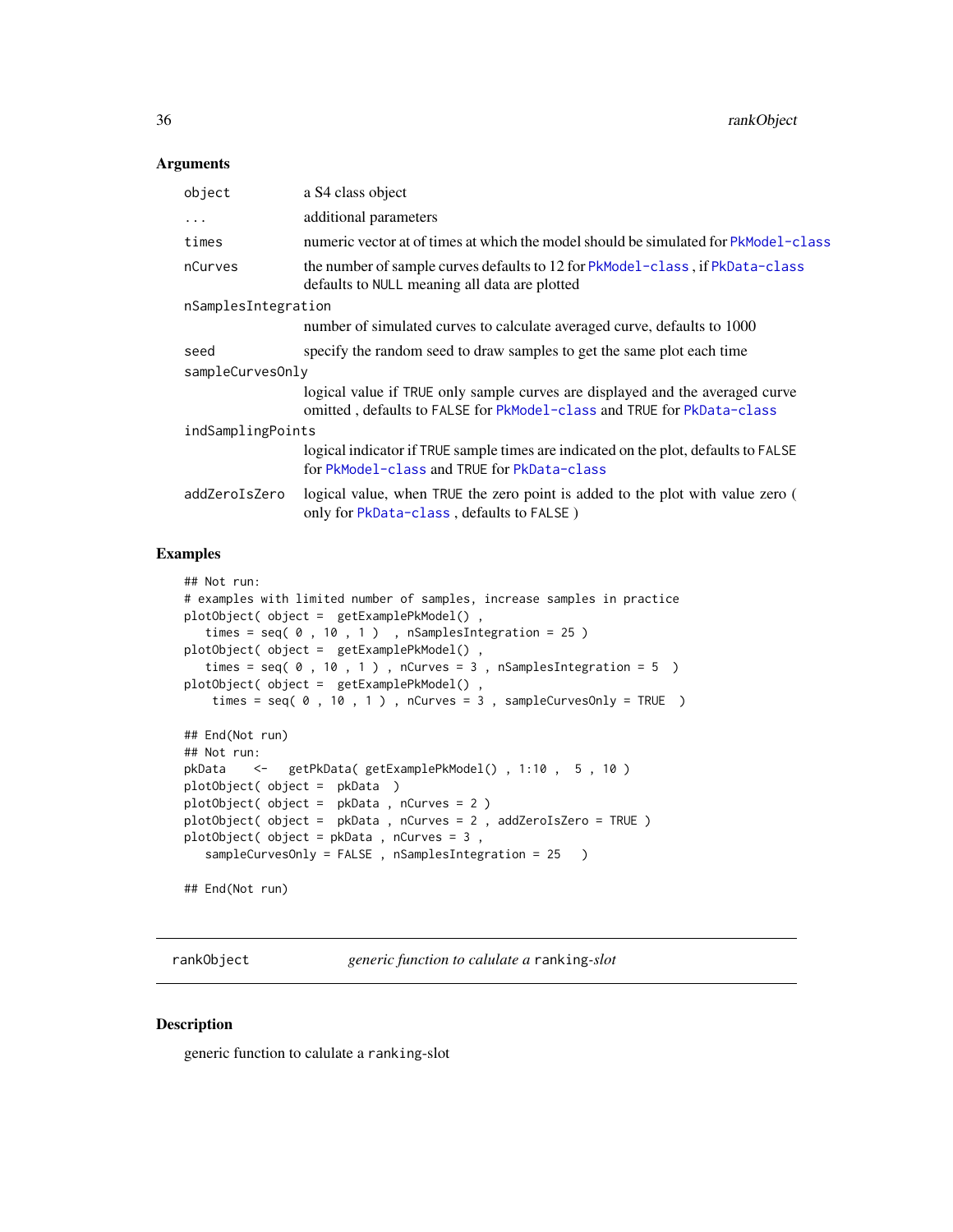### Arguments

| | |
|---|---|
| `object` | a S4 class object |
| `...` | additional parameters |
| `times` | numeric vector at of times at which the model should be simulated for PkModel-class |
| `nCurves` | the number of sample curves defaults to 12 for PkModel-class , if PkData-class defaults to NULL meaning all data are plotted |
| `nSamplesIntegration` | number of simulated curves to calculate averaged curve, defaults to 1000 |
| `seed` | specify the random seed to draw samples to get the same plot each time |
| `sampleCurvesOnly` | logical value if TRUE only sample curves are displayed and the averaged curve omitted , defaults to FALSE for PkModel-class and TRUE for PkData-class |
| `indSamplingPoints` | logical indicator if TRUE sample times are indicated on the plot, defaults to FALSE for PkModel-class and TRUE for PkData-class |
| `addZeroIsZero` | logical value, when TRUE the zero point is added to the plot with value zero ( only for PkData-class , defaults to FALSE ) |

### Examples

```
## Not run:
# examples with limited number of samples, increase samples in practice
plotObject( object =  getExamplePkModel() ,
   times = seq( 0 , 10 , 1 )  , nSamplesIntegration = 25 )
plotObject( object =  getExamplePkModel() ,
   times = seq( 0 , 10 , 1 ) , nCurves = 3 , nSamplesIntegration = 5  )
plotObject( object =  getExamplePkModel() ,
    times = seq( 0 , 10 , 1 ) , nCurves = 3 , sampleCurvesOnly = TRUE  )

## End(Not run)
## Not run:
pkData    <-   getPkData( getExamplePkModel() , 1:10 ,  5 , 10 )
plotObject( object =  pkData  )
plotObject( object =  pkData , nCurves = 2 )
plotObject( object =  pkData , nCurves = 2 , addZeroIsZero = TRUE )
plotObject( object = pkData , nCurves = 3 ,
   sampleCurvesOnly = FALSE , nSamplesIntegration = 25   )

## End(Not run)
```

---

## rankObject — *generic function to calulate a* `ranking`*-slot*

### Description

generic function to calulate a `ranking`-slot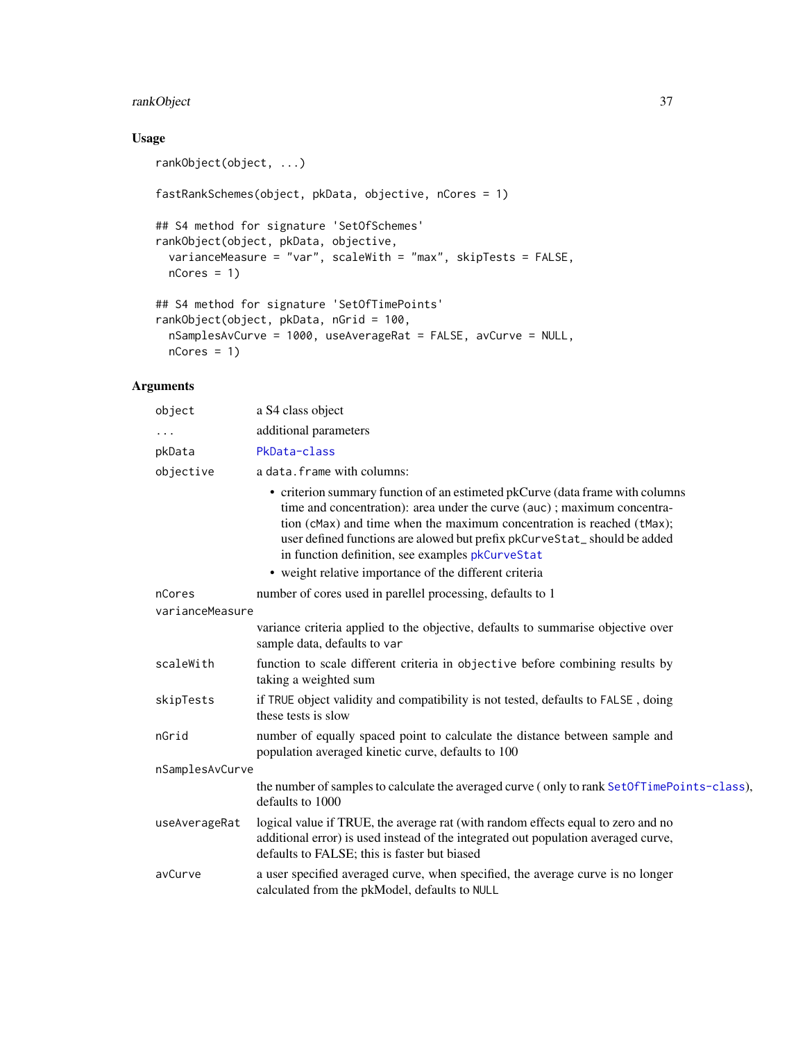## Usage

```
rankObject(object, ...)

fastRankSchemes(object, pkData, objective, nCores = 1)

## S4 method for signature 'SetOfSchemes'
rankObject(object, pkData, objective,
  varianceMeasure = "var", scaleWith = "max", skipTests = FALSE,
  nCores = 1)

## S4 method for signature 'SetOfTimePoints'
rankObject(object, pkData, nGrid = 100,
  nSamplesAvCurve = 1000, useAverageRat = FALSE, avCurve = NULL,
  nCores = 1)
```

## Arguments

| | |
|---|---|
| `object` | a S4 class object |
| `...` | additional parameters |
| `pkData` | PkData-class |
| `objective` | a `data.frame` with columns: <br>• criterion summary function of an estimeted pkCurve (data frame with columns time and concentration): area under the curve (`auc`) ; maximum concentration (`cMax`) and time when the maximum concentration is reached (`tMax`); user defined functions are alowed but prefix `pkCurveStat_` should be added in function definition, see examples `pkCurveStat` <br>• weight relative importance of the different criteria |
| `nCores` | number of cores used in parellel processing, defaults to 1 |
| `varianceMeasure` | variance criteria applied to the objective, defaults to summarise objective over sample data, defaults to `var` |
| `scaleWith` | function to scale different criteria in `objective` before combining results by taking a weighted sum |
| `skipTests` | if `TRUE` object validity and compatibility is not tested, defaults to `FALSE` , doing these tests is slow |
| `nGrid` | number of equally spaced point to calculate the distance between sample and population averaged kinetic curve, defaults to 100 |
| `nSamplesAvCurve` | the number of samples to calculate the averaged curve ( only to rank `SetOfTimePoints-class`), defaults to 1000 |
| `useAverageRat` | logical value if TRUE, the average rat (with random effects equal to zero and no additional error) is used instead of the integrated out population averaged curve, defaults to FALSE; this is faster but biased |
| `avCurve` | a user specified averaged curve, when specified, the average curve is no longer calculated from the pkModel, defaults to `NULL` |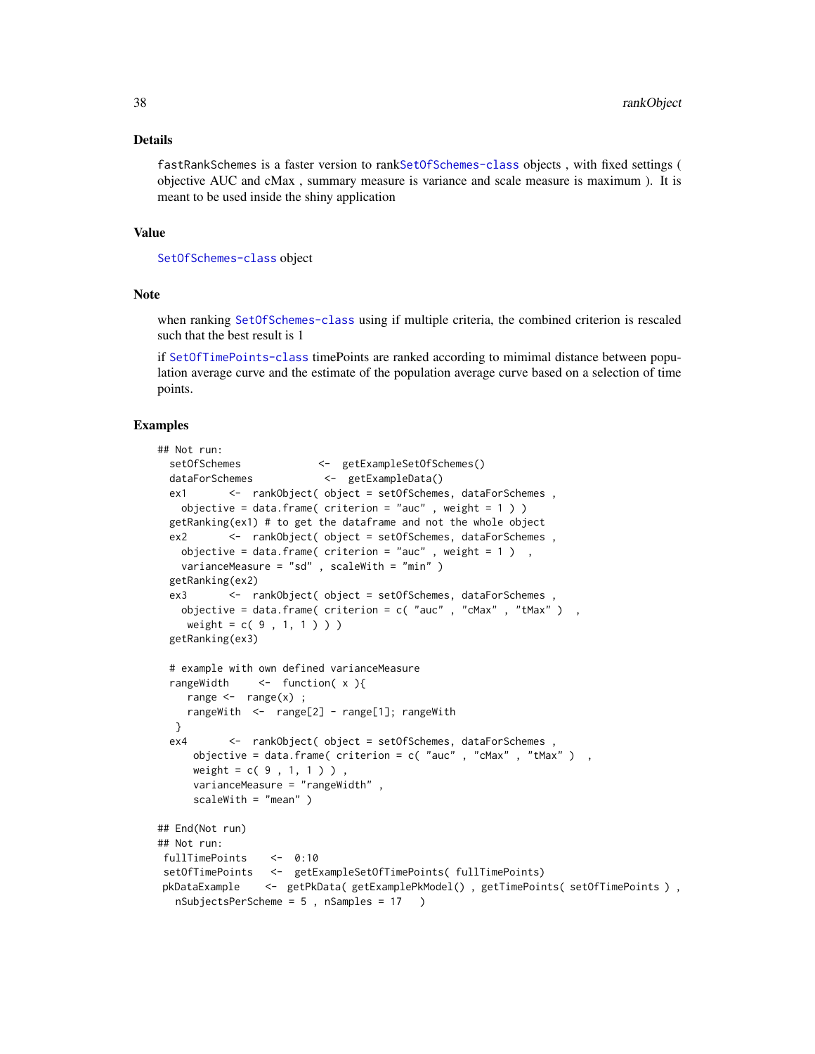## Details

fastRankSchemes is a faster version to rankSetOfSchemes-class objects , with fixed settings ( objective AUC and cMax , summary measure is variance and scale measure is maximum ). It is meant to be used inside the shiny application

## Value

SetOfSchemes-class object

## Note

when ranking SetOfSchemes-class using if multiple criteria, the combined criterion is rescaled such that the best result is 1

if SetOfTimePoints-class timePoints are ranked according to mimimal distance between population average curve and the estimate of the population average curve based on a selection of time points.

## Examples

```
## Not run:
  setOfSchemes             <-  getExampleSetOfSchemes()
  dataForSchemes            <-  getExampleData()
  ex1       <-  rankObject( object = setOfSchemes, dataForSchemes ,
    objective = data.frame( criterion = "auc" , weight = 1 ) )
  getRanking(ex1) # to get the dataframe and not the whole object
  ex2       <-  rankObject( object = setOfSchemes, dataForSchemes ,
    objective = data.frame( criterion = "auc" , weight = 1 )  ,
    varianceMeasure = "sd" , scaleWith = "min" )
  getRanking(ex2)
  ex3       <-  rankObject( object = setOfSchemes, dataForSchemes ,
    objective = data.frame( criterion = c( "auc" , "cMax" , "tMax" )  ,
     weight = c( 9 , 1, 1 ) ) )
  getRanking(ex3)

  # example with own defined varianceMeasure
  rangeWidth     <-  function( x ){
     range <-  range(x) ;
     rangeWith  <-  range[2] - range[1]; rangeWith
   }
  ex4       <-  rankObject( object = setOfSchemes, dataForSchemes ,
      objective = data.frame( criterion = c( "auc" , "cMax" , "tMax" )  ,
      weight = c( 9 , 1, 1 ) ) ,
      varianceMeasure = "rangeWidth" ,
      scaleWith = "mean" )

## End(Not run)
## Not run:
 fullTimePoints    <-  0:10
 setOfTimePoints   <-  getExampleSetOfTimePoints( fullTimePoints)
 pkDataExample    <-  getPkData( getExamplePkModel() , getTimePoints( setOfTimePoints ) ,
   nSubjectsPerScheme = 5 , nSamples = 17   )
```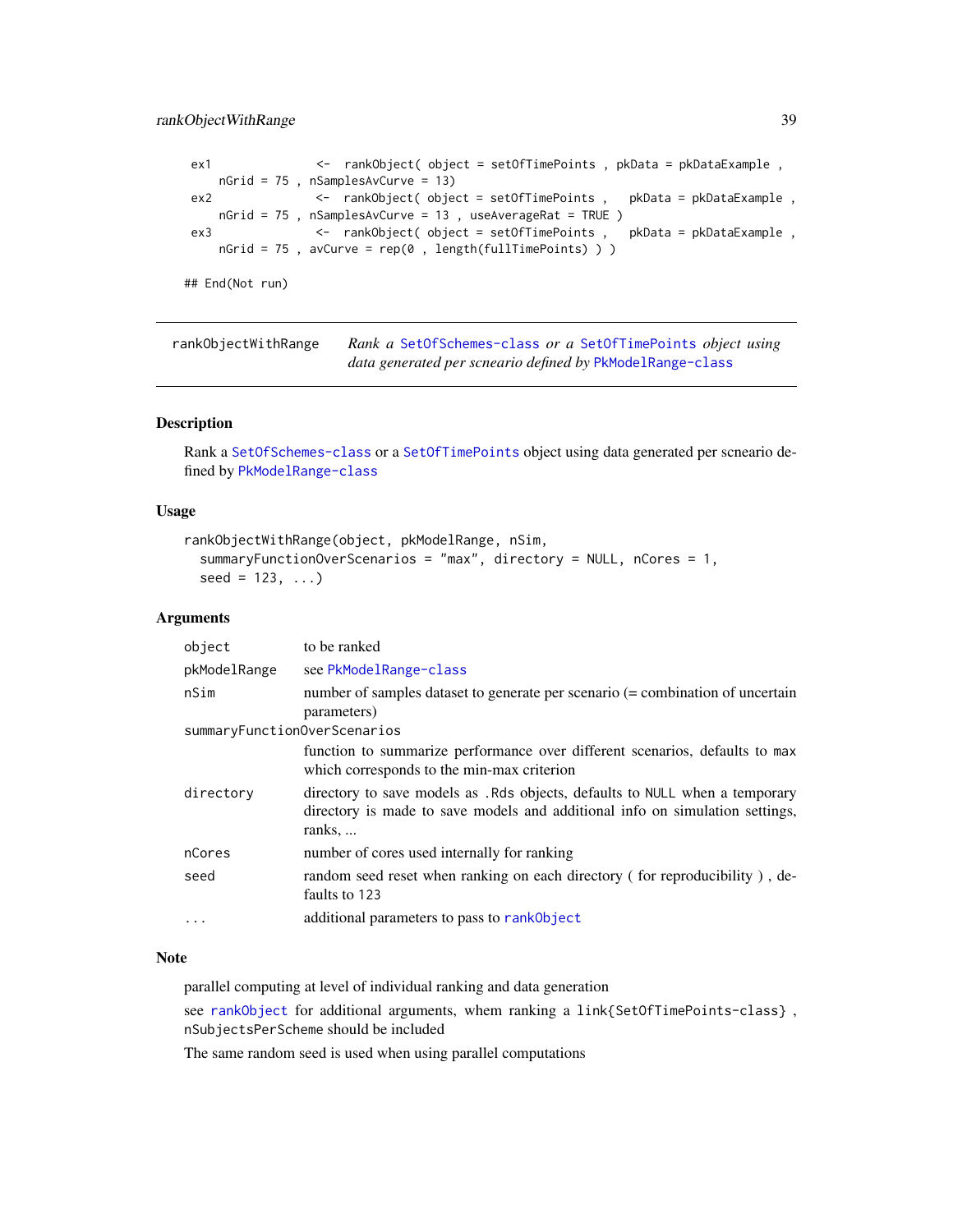```
ex1             <-  rankObject( object = setOfTimePoints , pkData = pkDataExample ,
    nGrid = 75 , nSamplesAvCurve = 13)
ex2             <-  rankObject( object = setOfTimePoints ,   pkData = pkDataExample ,
    nGrid = 75 , nSamplesAvCurve = 13 , useAverageRat = TRUE )
ex3             <-  rankObject( object = setOfTimePoints ,   pkData = pkDataExample ,
    nGrid = 75 , avCurve = rep(0 , length(fullTimePoints) ) )

## End(Not run)
```

---

`rankObjectWithRange` — *Rank a* `SetOfSchemes-class` *or a* `SetOfTimePoints` *object using data generated per scneario defined by* `PkModelRange-class`

---

## Description

Rank a `SetOfSchemes-class` or a `SetOfTimePoints` object using data generated per scneario defined by `PkModelRange-class`

## Usage

```
rankObjectWithRange(object, pkModelRange, nSim,
  summaryFunctionOverScenarios = "max", directory = NULL, nCores = 1,
  seed = 123, ...)
```

## Arguments

| | |
|---|---|
| `object` | to be ranked |
| `pkModelRange` | see `PkModelRange-class` |
| `nSim` | number of samples dataset to generate per scenario (= combination of uncertain parameters) |
| `summaryFunctionOverScenarios` | function to summarize performance over different scenarios, defaults to `max` which corresponds to the min-max criterion |
| `directory` | directory to save models as `.Rds` objects, defaults to `NULL` when a temporary directory is made to save models and additional info on simulation settings, ranks, ... |
| `nCores` | number of cores used internally for ranking |
| `seed` | random seed reset when ranking on each directory ( for reproducibility ) , defaults to 123 |
| `...` | additional parameters to pass to `rankObject` |

## Note

parallel computing at level of individual ranking and data generation

see `rankObject` for additional arguments, whem ranking a `link{SetOfTimePoints-class}` , `nSubjectsPerScheme` should be included

The same random seed is used when using parallel computations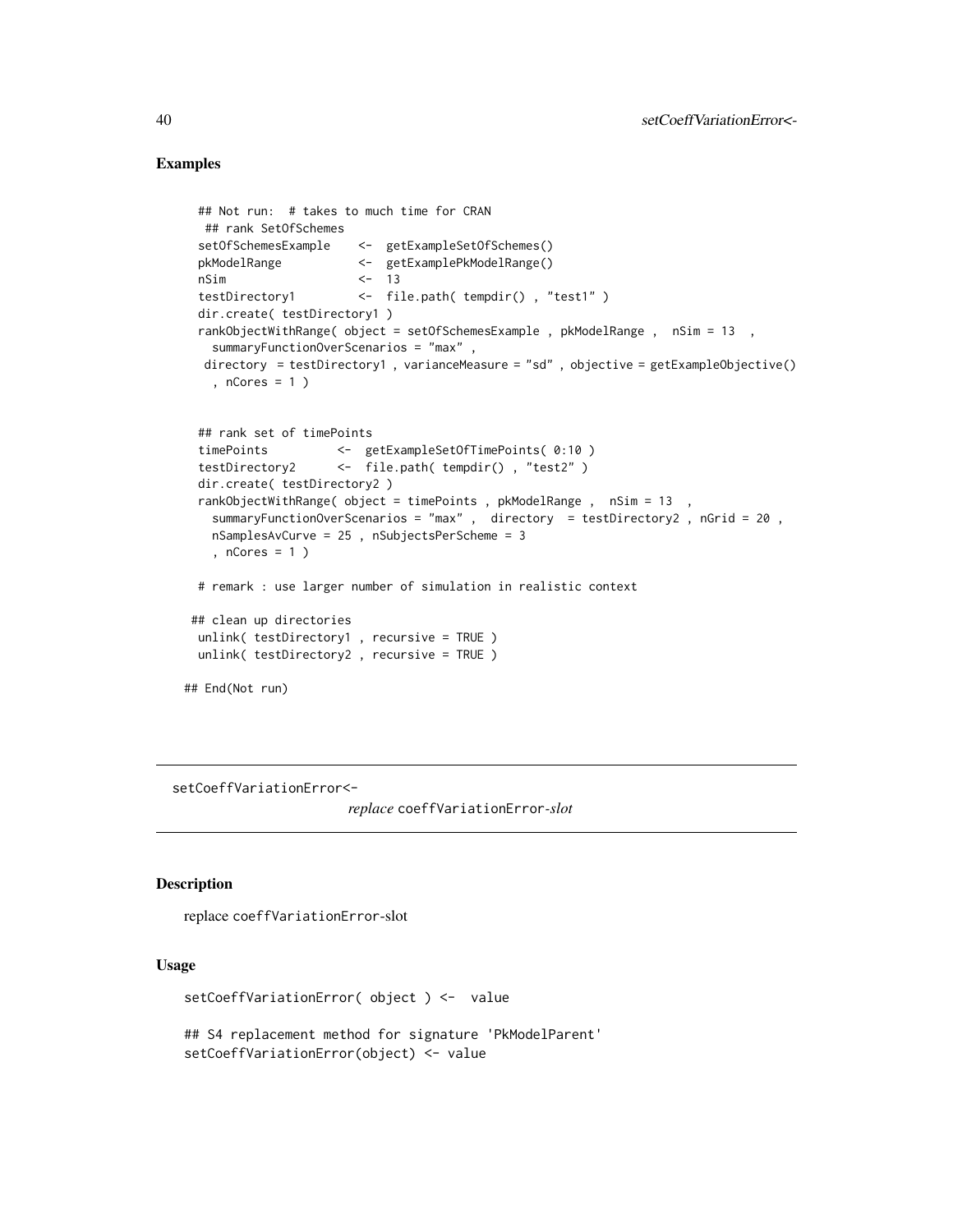## Examples

```
  ## Not run:  # takes to much time for CRAN
   ## rank SetOfSchemes
  setOfSchemesExample    <-  getExampleSetOfSchemes()
  pkModelRange           <-  getExamplePkModelRange()
  nSim                   <-  13
  testDirectory1         <-  file.path( tempdir() , "test1" )
  dir.create( testDirectory1 )
  rankObjectWithRange( object = setOfSchemesExample , pkModelRange ,  nSim = 13  ,
    summaryFunctionOverScenarios = "max" ,
   directory  = testDirectory1 , varianceMeasure = "sd" , objective = getExampleObjective()
    , nCores = 1 )


  ## rank set of timePoints
  timePoints          <-  getExampleSetOfTimePoints( 0:10 )
  testDirectory2      <-  file.path( tempdir() , "test2" )
  dir.create( testDirectory2 )
  rankObjectWithRange( object = timePoints , pkModelRange ,  nSim = 13  ,
    summaryFunctionOverScenarios = "max" ,  directory  = testDirectory2 , nGrid = 20 ,
    nSamplesAvCurve = 25 , nSubjectsPerScheme = 3
    , nCores = 1 )

  # remark : use larger number of simulation in realistic context

 ## clean up directories
  unlink( testDirectory1 , recursive = TRUE )
  unlink( testDirectory2 , recursive = TRUE )

## End(Not run)
```

---

## setCoeffVariationError<- 

*replace* coeffVariationError*-slot*

### Description

replace coeffVariationError-slot

### Usage

```
setCoeffVariationError( object ) <-  value

## S4 replacement method for signature 'PkModelParent'
setCoeffVariationError(object) <- value
```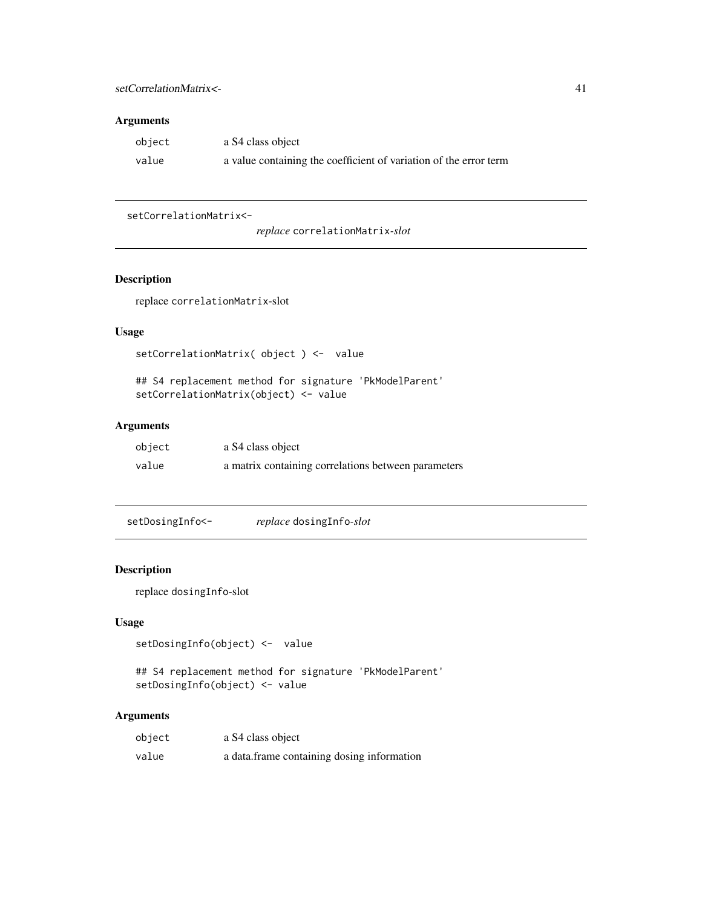## Arguments

| | |
|---|---|
| object | a S4 class object |
| value | a value containing the coefficient of variation of the error term |

---

## setCorrelationMatrix<- *replace* correlationMatrix*-slot*

### Description

replace correlationMatrix-slot

### Usage

```
setCorrelationMatrix( object ) <-  value

## S4 replacement method for signature 'PkModelParent'
setCorrelationMatrix(object) <- value
```

### Arguments

| | |
|---|---|
| object | a S4 class object |
| value | a matrix containing correlations between parameters |

---

## setDosingInfo<- *replace* dosingInfo*-slot*

### Description

replace dosingInfo-slot

### Usage

```
setDosingInfo(object) <-  value

## S4 replacement method for signature 'PkModelParent'
setDosingInfo(object) <- value
```

### Arguments

| | |
|---|---|
| object | a S4 class object |
| value | a data.frame containing dosing information |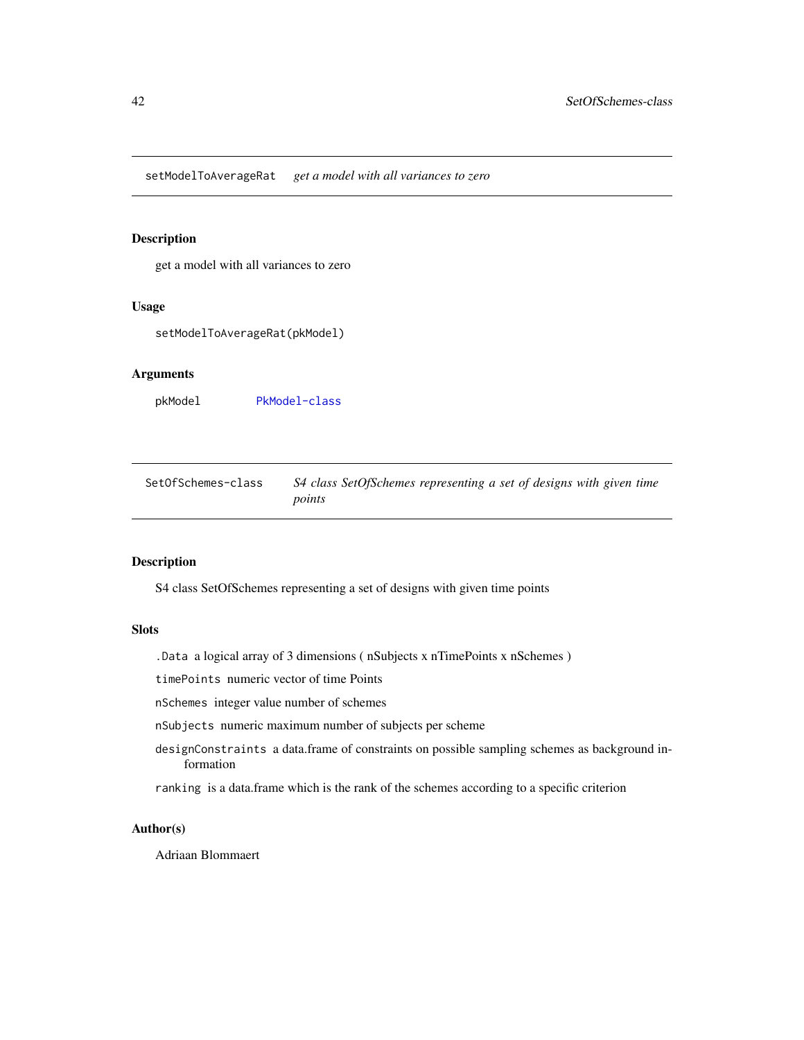## setModelToAverageRat *get a model with all variances to zero*

### Description

get a model with all variances to zero

### Usage

```
setModelToAverageRat(pkModel)
```

### Arguments

| | |
|---|---|
| pkModel | PkModel-class |

## SetOfSchemes-class *S4 class SetOfSchemes representing a set of designs with given time points*

### Description

S4 class SetOfSchemes representing a set of designs with given time points

### Slots

`.Data` a logical array of 3 dimensions ( nSubjects x nTimePoints x nSchemes )

`timePoints` numeric vector of time Points

`nSchemes` integer value number of schemes

`nSubjects` numeric maximum number of subjects per scheme

`designConstraints` a data.frame of constraints on possible sampling schemes as background information

`ranking` is a data.frame which is the rank of the schemes according to a specific criterion

### Author(s)

Adriaan Blommaert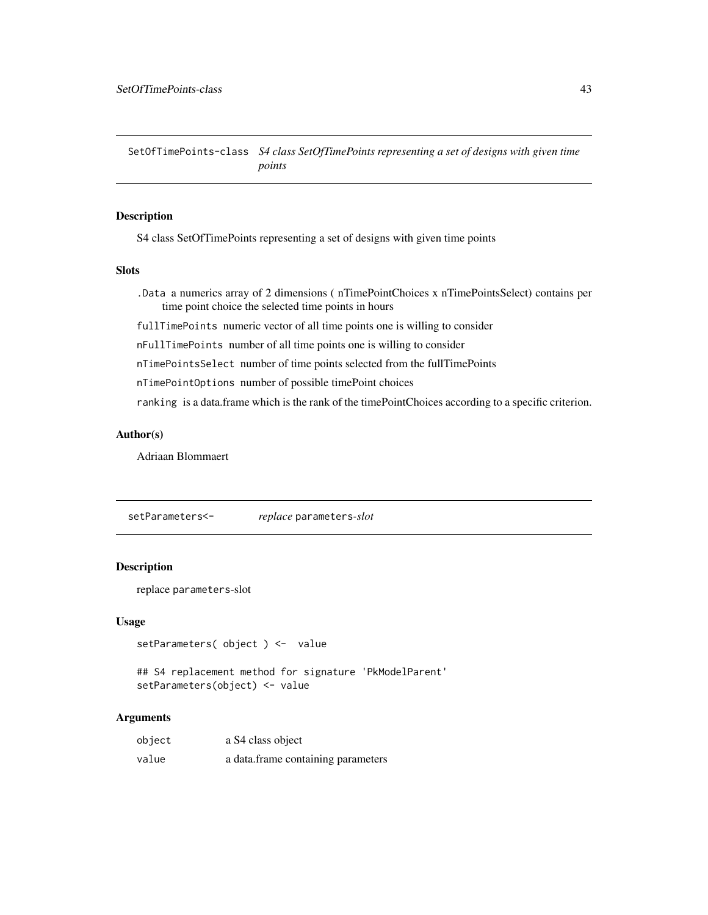## SetOfTimePoints-class *S4 class SetOfTimePoints representing a set of designs with given time points*

### Description

S4 class SetOfTimePoints representing a set of designs with given time points

### Slots

`.Data` a numerics array of 2 dimensions ( nTimePointChoices x nTimePointsSelect) contains per time point choice the selected time points in hours

`fullTimePoints` numeric vector of all time points one is willing to consider

`nFullTimePoints` number of all time points one is willing to consider

`nTimePointsSelect` number of time points selected from the fullTimePoints

`nTimePointOptions` number of possible timePoint choices

`ranking` is a data.frame which is the rank of the timePointChoices according to a specific criterion.

### Author(s)

Adriaan Blommaert

## setParameters<- *replace* `parameters`*-slot*

### Description

replace `parameters`-slot

### Usage

```
setParameters( object ) <-  value

## S4 replacement method for signature 'PkModelParent'
setParameters(object) <- value
```

### Arguments

| | |
|---|---|
| `object` | a S4 class object |
| `value` | a data.frame containing parameters |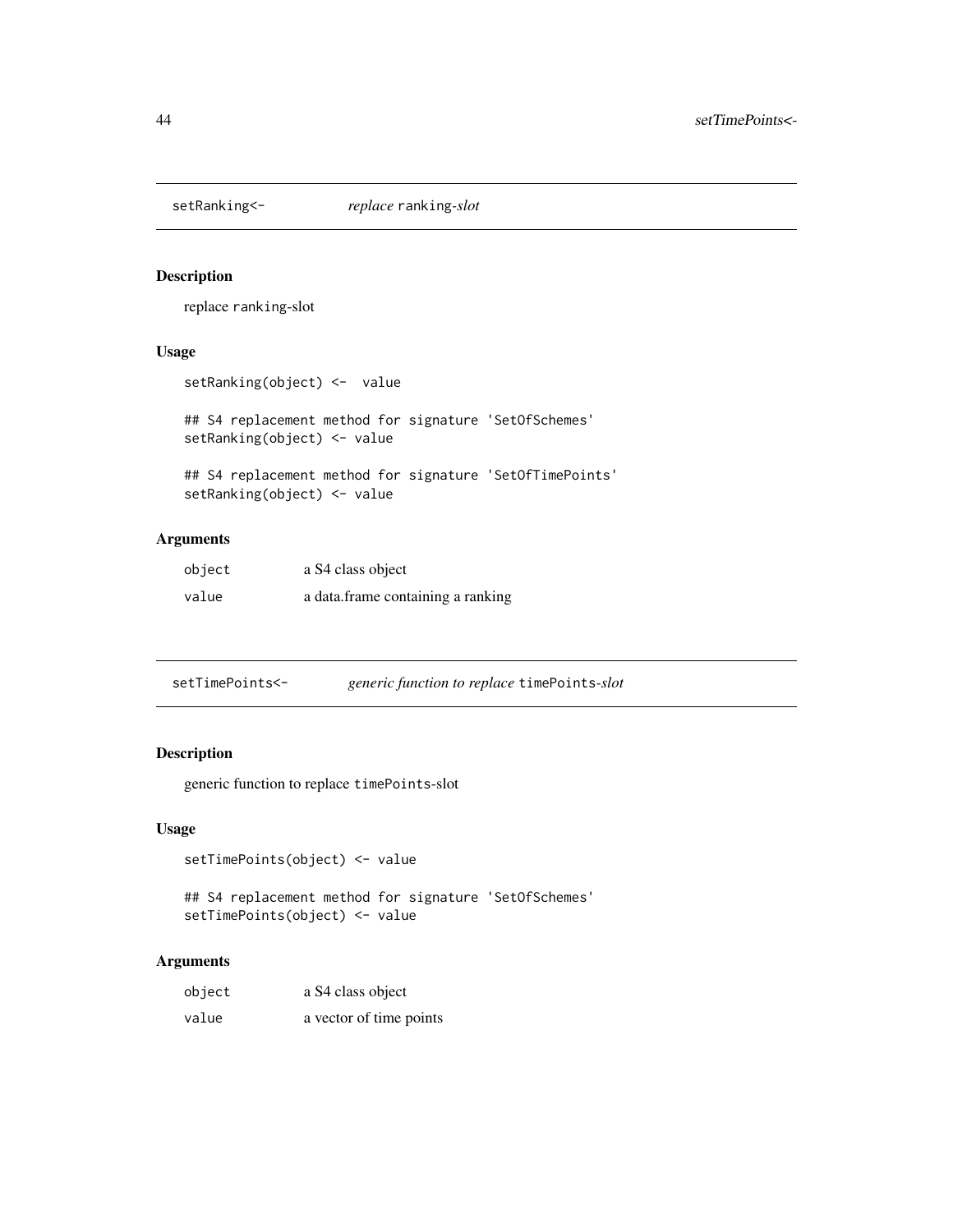## `setRanking<-` *replace* `ranking`*-slot*

### Description

replace `ranking`-slot

### Usage

```
setRanking(object) <-  value

## S4 replacement method for signature 'SetOfSchemes'
setRanking(object) <- value

## S4 replacement method for signature 'SetOfTimePoints'
setRanking(object) <- value
```

### Arguments

| | |
|---|---|
| `object` | a S4 class object |
| `value` | a data.frame containing a ranking |

## `setTimePoints<-` *generic function to replace* `timePoints`*-slot*

### Description

generic function to replace `timePoints`-slot

### Usage

```
setTimePoints(object) <- value

## S4 replacement method for signature 'SetOfSchemes'
setTimePoints(object) <- value
```

### Arguments

| | |
|---|---|
| `object` | a S4 class object |
| `value` | a vector of time points |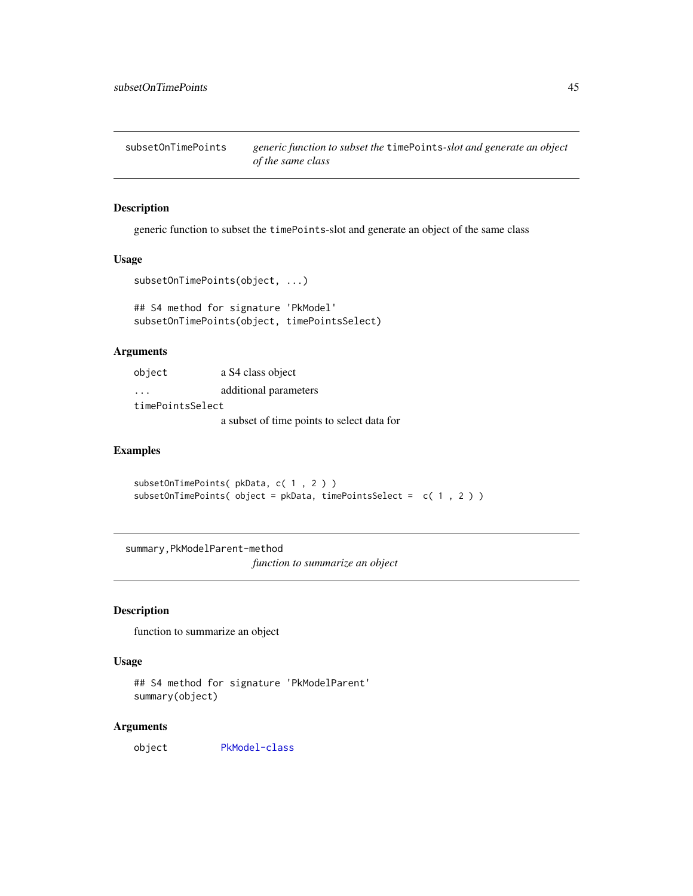## subsetOnTimePoints — *generic function to subset the* `timePoints`*-slot and generate an object of the same class*

### Description

generic function to subset the `timePoints`-slot and generate an object of the same class

### Usage

```
subsetOnTimePoints(object, ...)

## S4 method for signature 'PkModel'
subsetOnTimePoints(object, timePointsSelect)
```

### Arguments

| | |
|---|---|
| `object` | a S4 class object |
| `...` | additional parameters |
| `timePointsSelect` | a subset of time points to select data for |

### Examples

```
subsetOnTimePoints( pkData, c( 1 , 2 ) )
subsetOnTimePoints( object = pkData, timePointsSelect =  c( 1 , 2 ) )
```

## summary,PkModelParent-method — *function to summarize an object*

### Description

function to summarize an object

### Usage

```
## S4 method for signature 'PkModelParent'
summary(object)
```

### Arguments

| | |
|---|---|
| `object` | PkModel-class |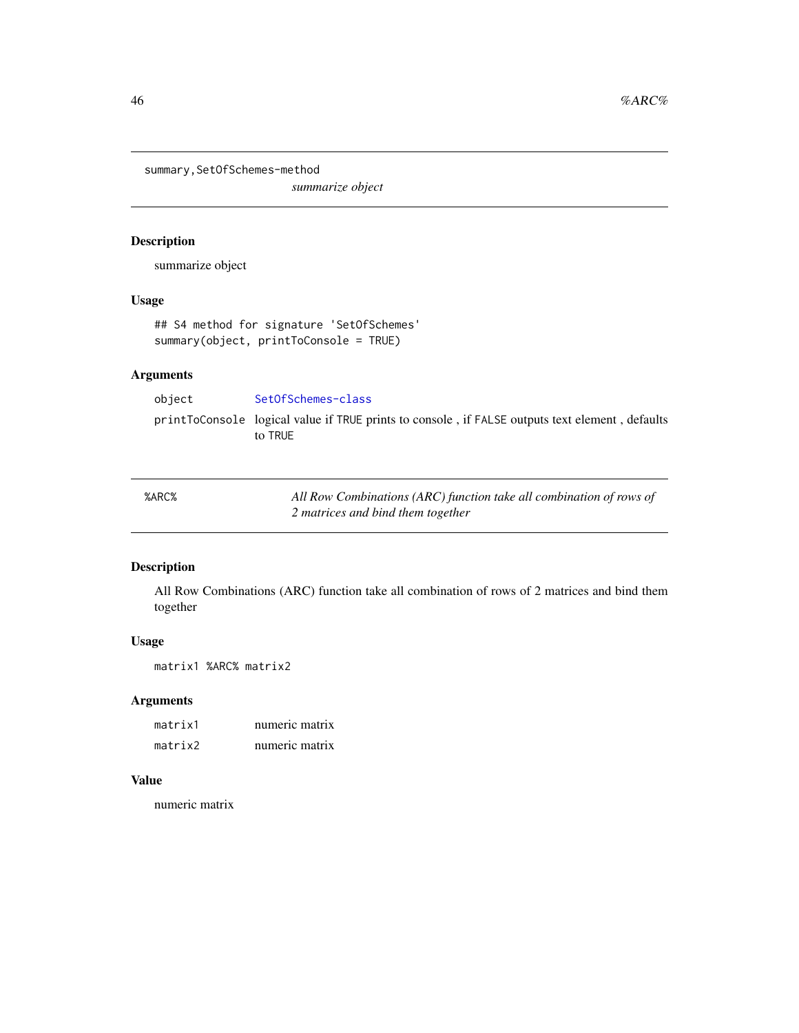## summary,SetOfSchemes-method

*summarize object*

### Description

summarize object

### Usage

```
## S4 method for signature 'SetOfSchemes'
summary(object, printToConsole = TRUE)
```

### Arguments

| | |
|---|---|
| object | SetOfSchemes-class |
| printToConsole | logical value if TRUE prints to console , if FALSE outputs text element , defaults to TRUE |

## %ARC%

*All Row Combinations (ARC) function take all combination of rows of 2 matrices and bind them together*

### Description

All Row Combinations (ARC) function take all combination of rows of 2 matrices and bind them together

### Usage

```
matrix1 %ARC% matrix2
```

### Arguments

| | |
|---|---|
| matrix1 | numeric matrix |
| matrix2 | numeric matrix |

### Value

numeric matrix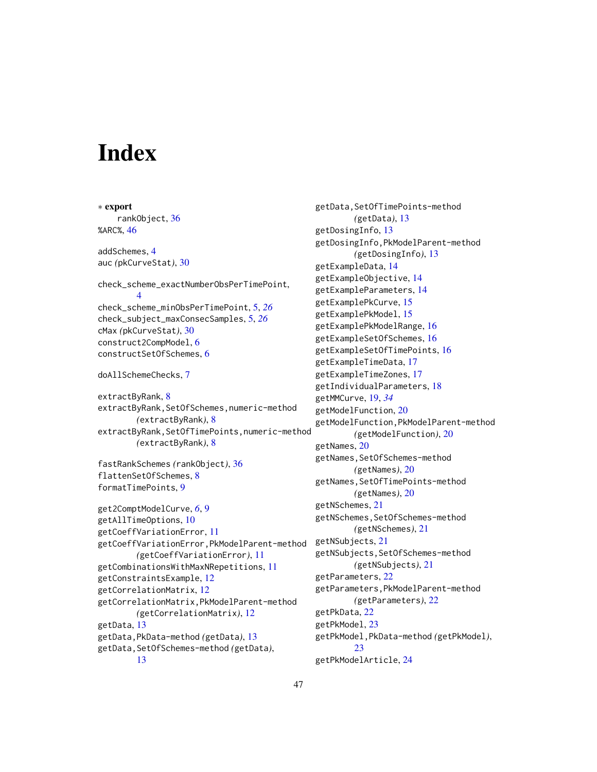# Index

∗ **export**

rankObject, 36

%ARC%, 46

addSchemes, 4

auc *(*pkCurveStat*)*, 30

check_scheme_exactNumberObsPerTimePoint, 4

check_scheme_minObsPerTimePoint, 5, *26*

check_subject_maxConsecSamples, 5, *26*

cMax *(*pkCurveStat*)*, 30

construct2CompModel, 6

constructSetOfSchemes, 6

doAllSchemeChecks, 7

extractByRank, 8

extractByRank,SetOfSchemes,numeric-method *(*extractByRank*)*, 8

extractByRank,SetOfTimePoints,numeric-method *(*extractByRank*)*, 8

fastRankSchemes *(*rankObject*)*, 36

flattenSetOfSchemes, 8

formatTimePoints, 9

get2ComptModelCurve, *6*, 9

getAllTimeOptions, 10

getCoeffVariationError, 11

getCoeffVariationError,PkModelParent-method *(*getCoeffVariationError*)*, 11

getCombinationsWithMaxNRepetitions, 11

getConstraintsExample, 12

getCorrelationMatrix, 12

getCorrelationMatrix,PkModelParent-method *(*getCorrelationMatrix*)*, 12

getData, 13

getData,PkData-method *(*getData*)*, 13

getData,SetOfSchemes-method *(*getData*)*, 13

getData,SetOfTimePoints-method *(*getData*)*, 13

getDosingInfo, 13

getDosingInfo,PkModelParent-method *(*getDosingInfo*)*, 13

getExampleData, 14

getExampleObjective, 14

getExampleParameters, 14

getExamplePkCurve, 15

getExamplePkModel, 15

getExamplePkModelRange, 16

getExampleSetOfSchemes, 16

getExampleSetOfTimePoints, 16

getExampleTimeData, 17

getExampleTimeZones, 17

getIndividualParameters, 18

getMMCurve, 19, *34*

getModelFunction, 20

getModelFunction,PkModelParent-method *(*getModelFunction*)*, 20

getNames, 20

getNames,SetOfSchemes-method *(*getNames*)*, 20

getNames,SetOfTimePoints-method *(*getNames*)*, 20

getNSchemes, 21

getNSchemes,SetOfSchemes-method *(*getNSchemes*)*, 21

getNSubjects, 21

getNSubjects,SetOfSchemes-method *(*getNSubjects*)*, 21

getParameters, 22

getParameters,PkModelParent-method *(*getParameters*)*, 22

getPkData, 22

getPkModel, 23

getPkModel,PkData-method *(*getPkModel*)*, 23

getPkModelArticle, 24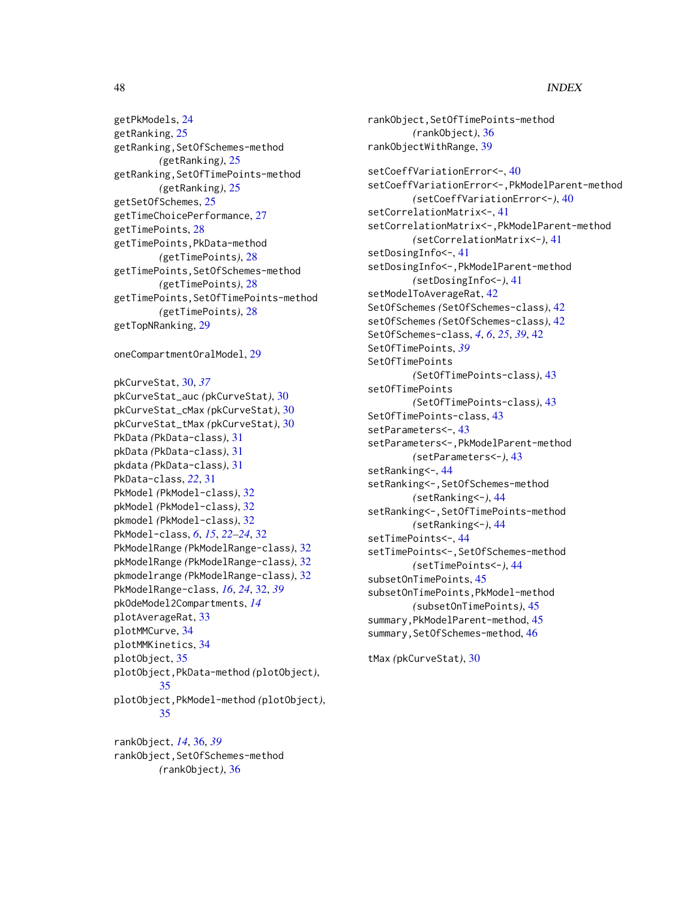getPkModels, 24
getRanking, 25
getRanking,SetOfSchemes-method
    *(getRanking)*, 25
getRanking,SetOfTimePoints-method
    *(getRanking)*, 25
getSetOfSchemes, 25
getTimeChoicePerformance, 27
getTimePoints, 28
getTimePoints,PkData-method
    *(getTimePoints)*, 28
getTimePoints,SetOfSchemes-method
    *(getTimePoints)*, 28
getTimePoints,SetOfTimePoints-method
    *(getTimePoints)*, 28
getTopNRanking, 29

oneCompartmentOralModel, 29

pkCurveStat, 30, *37*
pkCurveStat_auc *(pkCurveStat)*, 30
pkCurveStat_cMax *(pkCurveStat)*, 30
pkCurveStat_tMax *(pkCurveStat)*, 30
PkData *(PkData-class)*, 31
pkData *(PkData-class)*, 31
pkdata *(PkData-class)*, 31
PkData-class, *22*, 31
PkModel *(PkModel-class)*, 32
pkModel *(PkModel-class)*, 32
pkmodel *(PkModel-class)*, 32
PkModel-class, *6*, *15*, *22–24*, 32
PkModelRange *(PkModelRange-class)*, 32
pkModelRange *(PkModelRange-class)*, 32
pkmodelrange *(PkModelRange-class)*, 32
PkModelRange-class, *16*, *24*, 32, *39*
pkOdeModel2Compartments, *14*
plotAverageRat, 33
plotMMCurve, 34
plotMMKinetics, 34
plotObject, 35
plotObject,PkData-method *(plotObject)*,
    35
plotObject,PkModel-method *(plotObject)*,
    35

rankObject, *14*, 36, *39*
rankObject,SetOfSchemes-method
    *(rankObject)*, 36
rankObject,SetOfTimePoints-method
    *(rankObject)*, 36
rankObjectWithRange, 39

setCoeffVariationError<-, 40
setCoeffVariationError<-,PkModelParent-method
    *(setCoeffVariationError<-)*, 40
setCorrelationMatrix<-, 41
setCorrelationMatrix<-,PkModelParent-method
    *(setCorrelationMatrix<-)*, 41
setDosingInfo<-, 41
setDosingInfo<-,PkModelParent-method
    *(setDosingInfo<-)*, 41
setModelToAverageRat, 42
SetOfSchemes *(SetOfSchemes-class)*, 42
setOfSchemes *(SetOfSchemes-class)*, 42
SetOfSchemes-class, *4*, *6*, *25*, *39*, 42
SetOfTimePoints, *39*
SetOfTimePoints
    *(SetOfTimePoints-class)*, 43
setOfTimePoints
    *(SetOfTimePoints-class)*, 43
SetOfTimePoints-class, 43
setParameters<-, 43
setParameters<-,PkModelParent-method
    *(setParameters<-)*, 43
setRanking<-, 44
setRanking<-,SetOfSchemes-method
    *(setRanking<-)*, 44
setRanking<-,SetOfTimePoints-method
    *(setRanking<-)*, 44
setTimePoints<-, 44
setTimePoints<-,SetOfSchemes-method
    *(setTimePoints<-)*, 44
subsetOnTimePoints, 45
subsetOnTimePoints,PkModel-method
    *(subsetOnTimePoints)*, 45
summary,PkModelParent-method, 45
summary,SetOfSchemes-method, 46

tMax *(pkCurveStat)*, 30